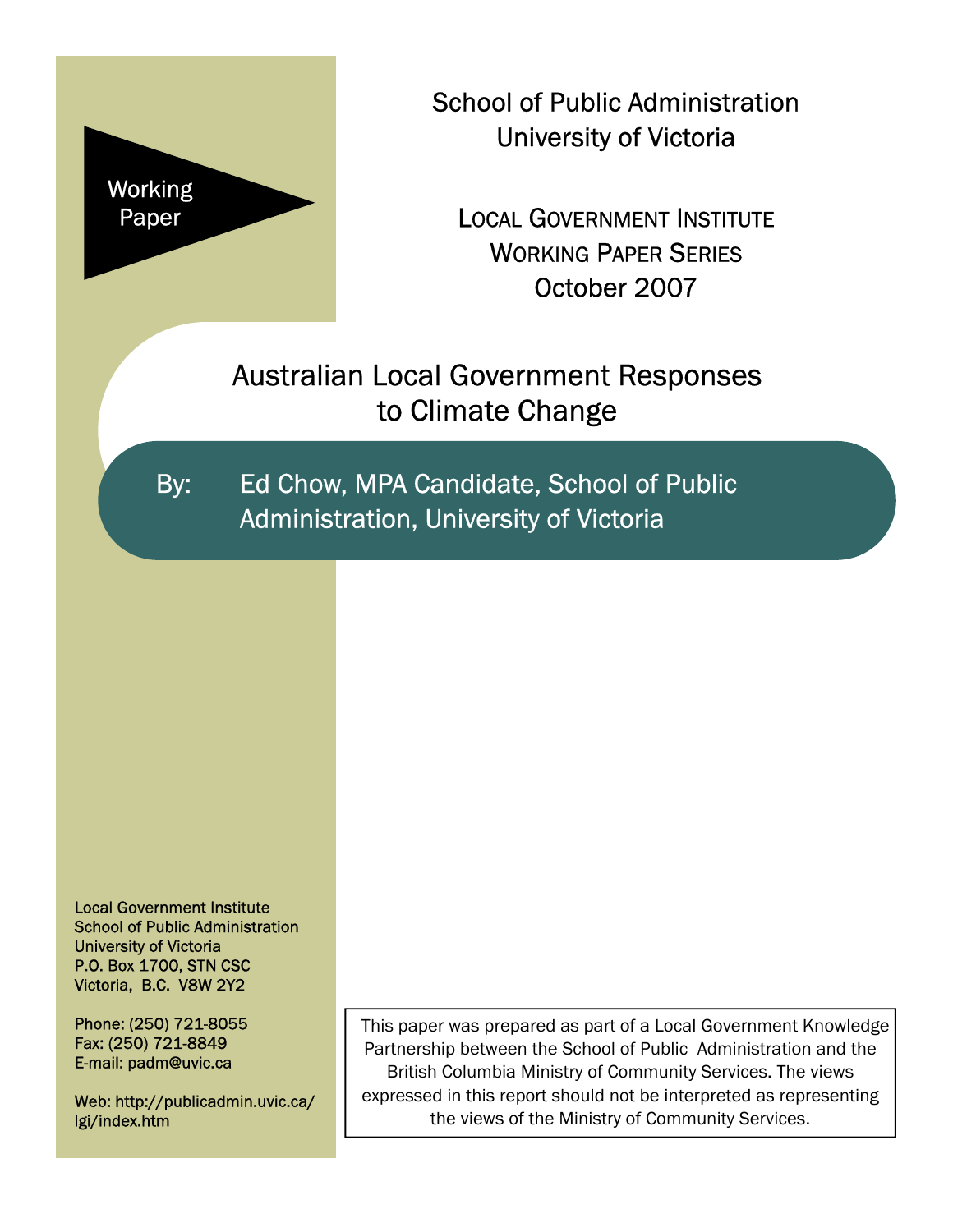Working Paper

School of Public Administration
University of Victoria

LOCAL GOVERNMENT INSTITUTE
WORKING PAPER SERIES
October 2007

# Australian Local Government Responses to Climate Change

By: Ed Chow, MPA Candidate, School of Public Administration, University of Victoria

Local Government Institute
School of Public Administration
University of Victoria
P.O. Box 1700, STN CSC
Victoria, B.C. V8W 2Y2

Phone: (250) 721-8055
Fax: (250) 721-8849
E-mail: padm@uvic.ca

Web: http://publicadmin.uvic.ca/lgi/index.htm

This paper was prepared as part of a Local Government Knowledge Partnership between the School of Public Administration and the British Columbia Ministry of Community Services. The views expressed in this report should not be interpreted as representing the views of the Ministry of Community Services.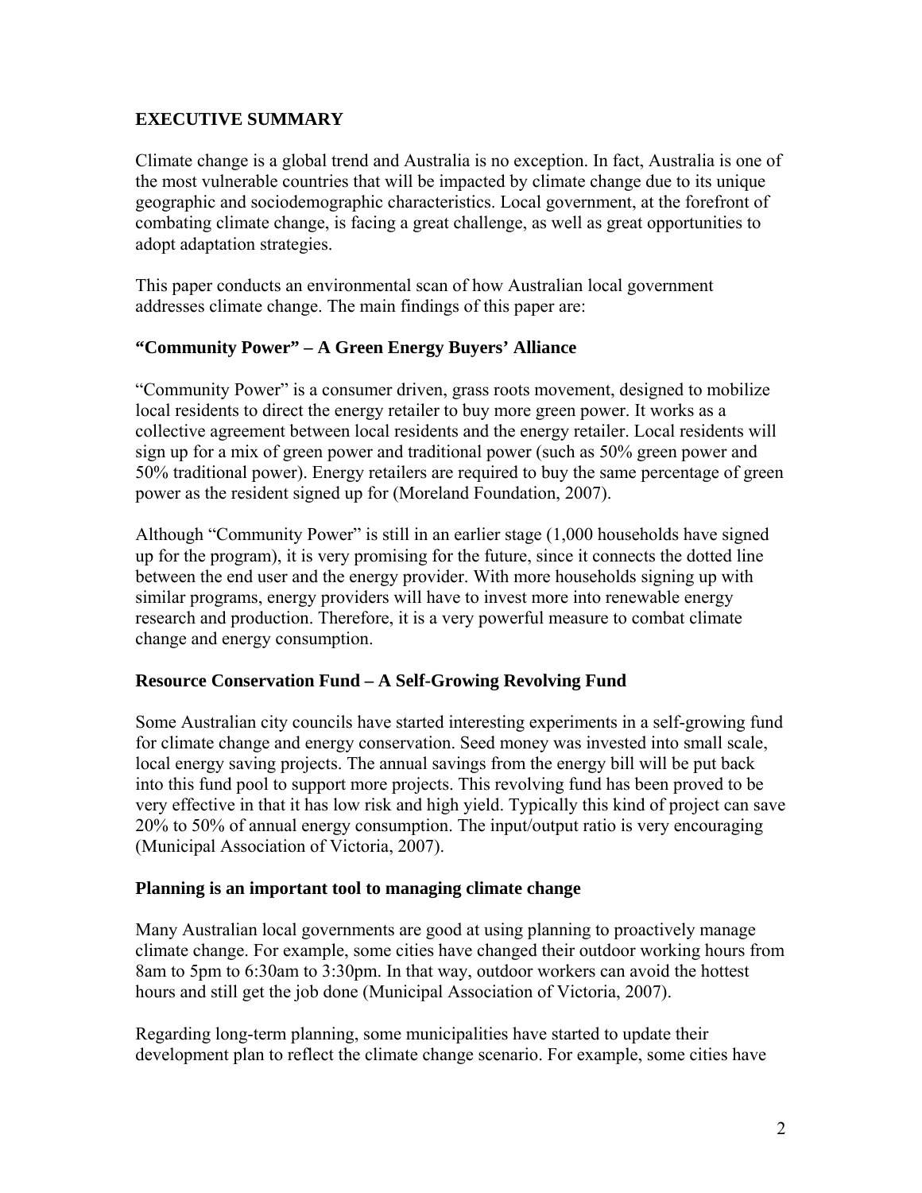## EXECUTIVE SUMMARY

Climate change is a global trend and Australia is no exception. In fact, Australia is one of the most vulnerable countries that will be impacted by climate change due to its unique geographic and sociodemographic characteristics. Local government, at the forefront of combating climate change, is facing a great challenge, as well as great opportunities to adopt adaptation strategies.

This paper conducts an environmental scan of how Australian local government addresses climate change. The main findings of this paper are:

### "Community Power" – A Green Energy Buyers' Alliance

"Community Power" is a consumer driven, grass roots movement, designed to mobilize local residents to direct the energy retailer to buy more green power. It works as a collective agreement between local residents and the energy retailer. Local residents will sign up for a mix of green power and traditional power (such as 50% green power and 50% traditional power). Energy retailers are required to buy the same percentage of green power as the resident signed up for (Moreland Foundation, 2007).

Although "Community Power" is still in an earlier stage (1,000 households have signed up for the program), it is very promising for the future, since it connects the dotted line between the end user and the energy provider. With more households signing up with similar programs, energy providers will have to invest more into renewable energy research and production. Therefore, it is a very powerful measure to combat climate change and energy consumption.

### Resource Conservation Fund – A Self-Growing Revolving Fund

Some Australian city councils have started interesting experiments in a self-growing fund for climate change and energy conservation. Seed money was invested into small scale, local energy saving projects. The annual savings from the energy bill will be put back into this fund pool to support more projects. This revolving fund has been proved to be very effective in that it has low risk and high yield. Typically this kind of project can save 20% to 50% of annual energy consumption. The input/output ratio is very encouraging (Municipal Association of Victoria, 2007).

### Planning is an important tool to managing climate change

Many Australian local governments are good at using planning to proactively manage climate change. For example, some cities have changed their outdoor working hours from 8am to 5pm to 6:30am to 3:30pm. In that way, outdoor workers can avoid the hottest hours and still get the job done (Municipal Association of Victoria, 2007).

Regarding long-term planning, some municipalities have started to update their development plan to reflect the climate change scenario. For example, some cities have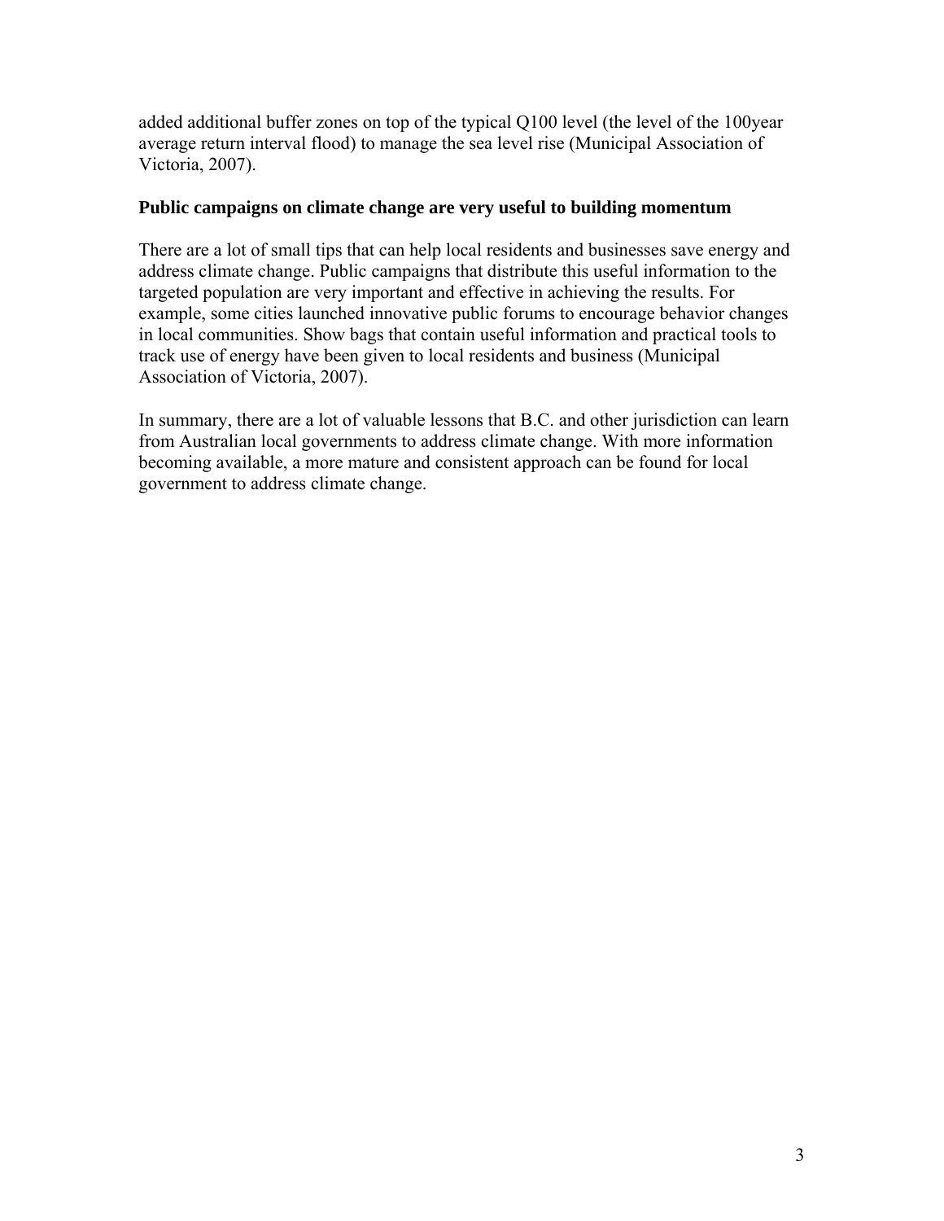added additional buffer zones on top of the typical Q100 level (the level of the 100year average return interval flood) to manage the sea level rise (Municipal Association of Victoria, 2007).

**Public campaigns on climate change are very useful to building momentum**

There are a lot of small tips that can help local residents and businesses save energy and address climate change. Public campaigns that distribute this useful information to the targeted population are very important and effective in achieving the results. For example, some cities launched innovative public forums to encourage behavior changes in local communities. Show bags that contain useful information and practical tools to track use of energy have been given to local residents and business (Municipal Association of Victoria, 2007).

In summary, there are a lot of valuable lessons that B.C. and other jurisdiction can learn from Australian local governments to address climate change. With more information becoming available, a more mature and consistent approach can be found for local government to address climate change.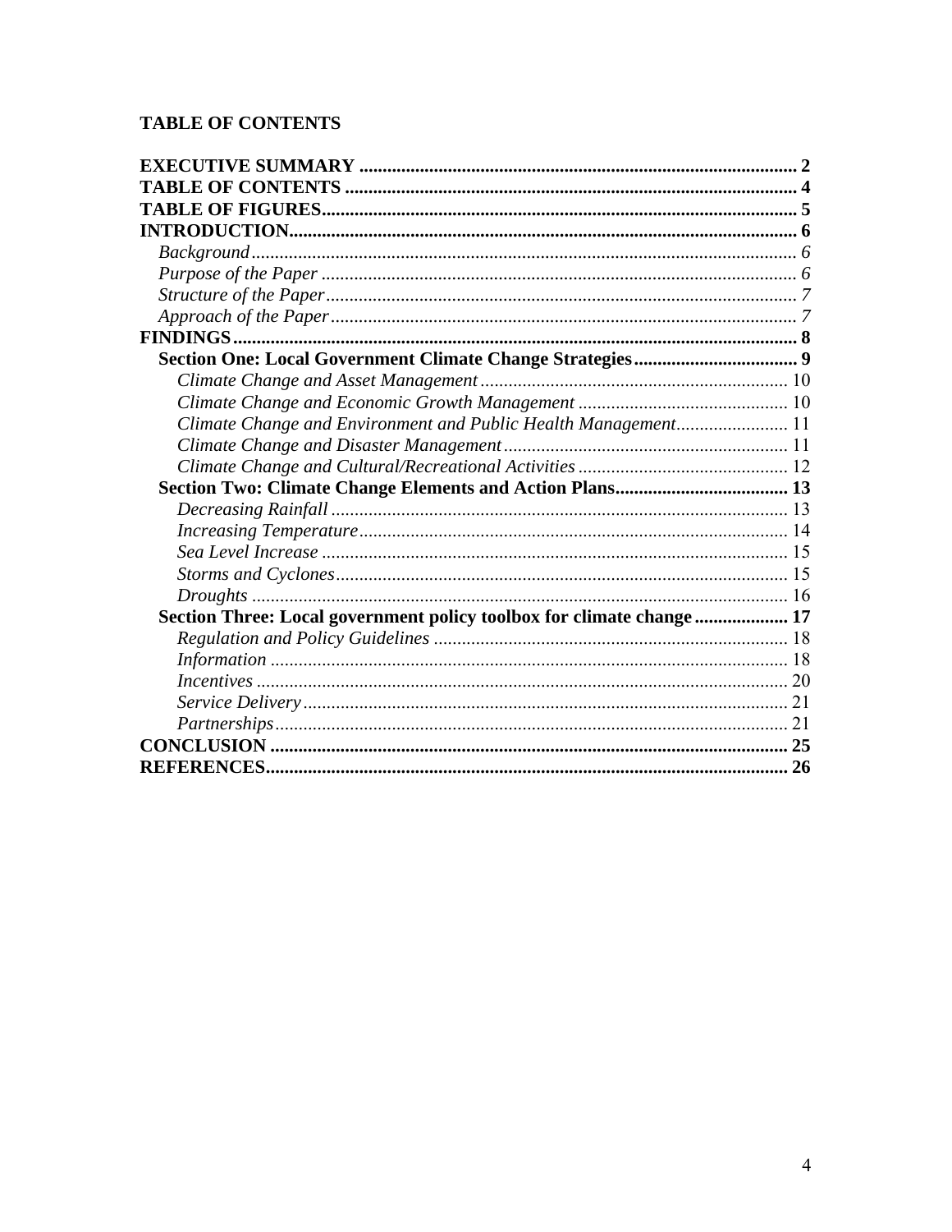**TABLE OF CONTENTS**

**EXECUTIVE SUMMARY** ..... **2**
**TABLE OF CONTENTS** ..... **4**
**TABLE OF FIGURES** ..... **5**
**INTRODUCTION** ..... **6**
- *Background* ..... *6*
- *Purpose of the Paper* ..... *6*
- *Structure of the Paper* ..... *7*
- *Approach of the Paper* ..... *7*

**FINDINGS** ..... **8**
- **Section One: Local Government Climate Change Strategies** ..... **9**
  - *Climate Change and Asset Management* ..... 10
  - *Climate Change and Economic Growth Management* ..... 10
  - *Climate Change and Environment and Public Health Management* ..... 11
  - *Climate Change and Disaster Management* ..... 11
  - *Climate Change and Cultural/Recreational Activities* ..... 12
- **Section Two: Climate Change Elements and Action Plans** ..... **13**
  - *Decreasing Rainfall* ..... 13
  - *Increasing Temperature* ..... 14
  - *Sea Level Increase* ..... 15
  - *Storms and Cyclones* ..... 15
  - *Droughts* ..... 16
- **Section Three: Local government policy toolbox for climate change** ..... **17**
  - *Regulation and Policy Guidelines* ..... 18
  - *Information* ..... 18
  - *Incentives* ..... 20
  - *Service Delivery* ..... 21
  - *Partnerships* ..... 21

**CONCLUSION** ..... **25**
**REFERENCES** ..... **26**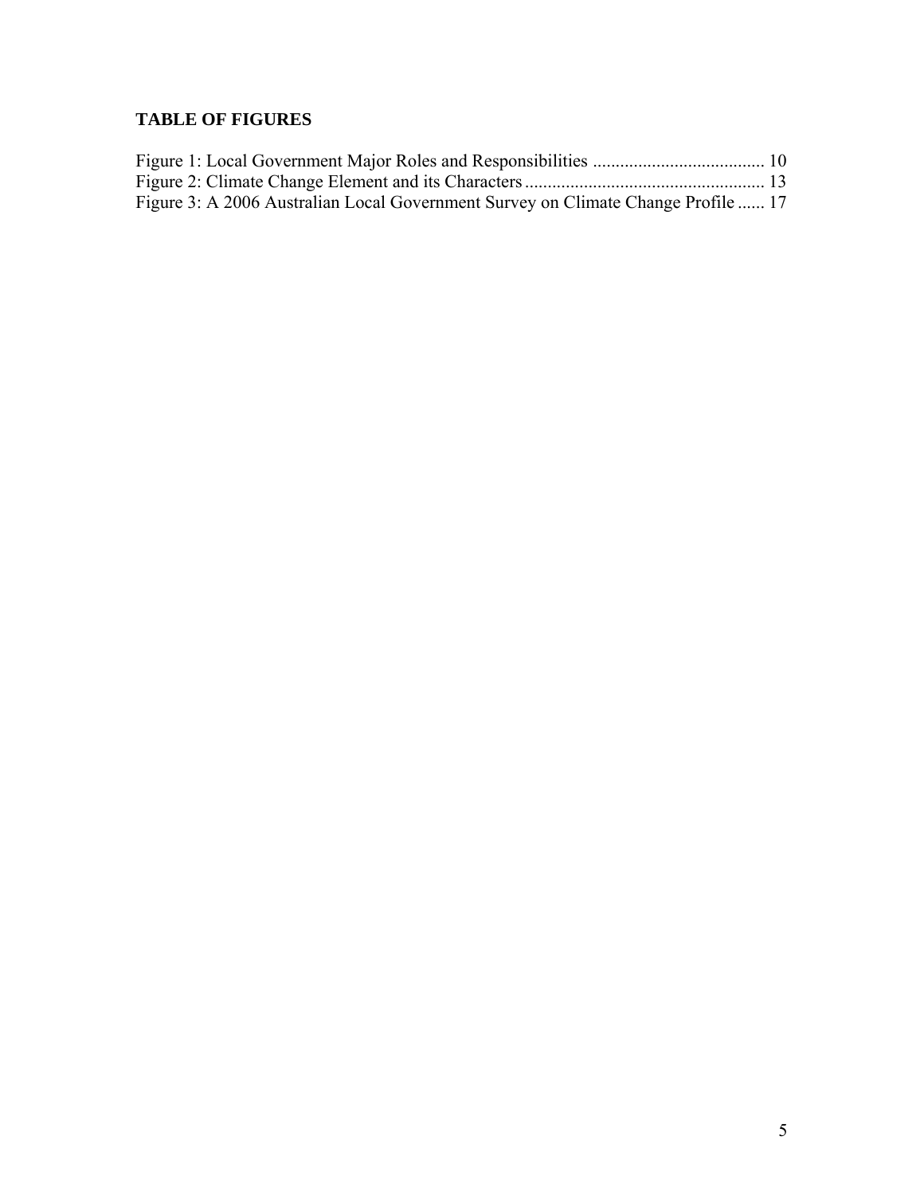## TABLE OF FIGURES

Figure 1: Local Government Major Roles and Responsibilities ...................................... 10
Figure 2: Climate Change Element and its Characters ..................................................... 13
Figure 3: A 2006 Australian Local Government Survey on Climate Change Profile ...... 17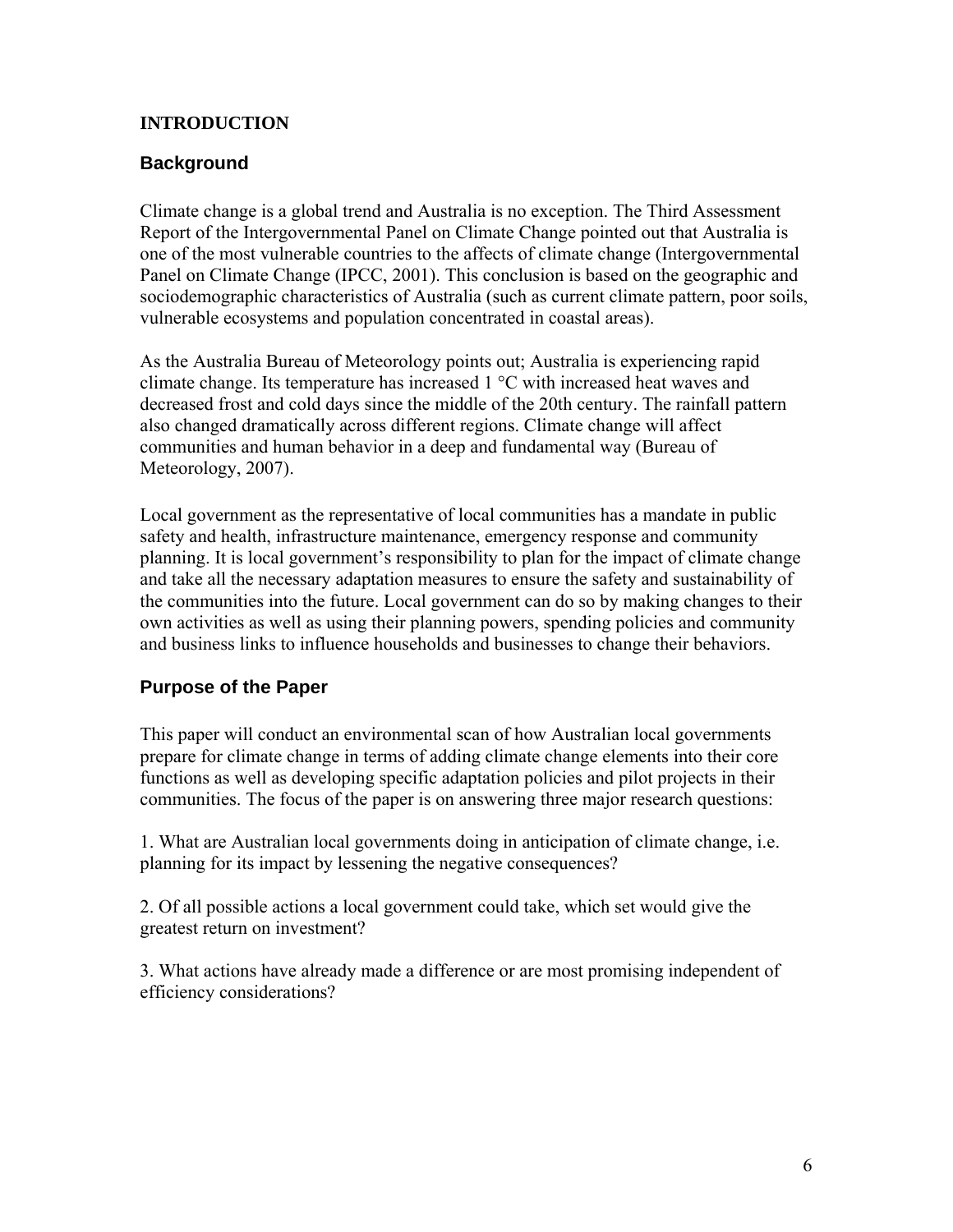# INTRODUCTION

## Background

Climate change is a global trend and Australia is no exception. The Third Assessment Report of the Intergovernmental Panel on Climate Change pointed out that Australia is one of the most vulnerable countries to the affects of climate change (Intergovernmental Panel on Climate Change (IPCC, 2001). This conclusion is based on the geographic and sociodemographic characteristics of Australia (such as current climate pattern, poor soils, vulnerable ecosystems and population concentrated in coastal areas).

As the Australia Bureau of Meteorology points out; Australia is experiencing rapid climate change. Its temperature has increased 1 °C with increased heat waves and decreased frost and cold days since the middle of the 20th century. The rainfall pattern also changed dramatically across different regions. Climate change will affect communities and human behavior in a deep and fundamental way (Bureau of Meteorology, 2007).

Local government as the representative of local communities has a mandate in public safety and health, infrastructure maintenance, emergency response and community planning. It is local government's responsibility to plan for the impact of climate change and take all the necessary adaptation measures to ensure the safety and sustainability of the communities into the future. Local government can do so by making changes to their own activities as well as using their planning powers, spending policies and community and business links to influence households and businesses to change their behaviors.

## Purpose of the Paper

This paper will conduct an environmental scan of how Australian local governments prepare for climate change in terms of adding climate change elements into their core functions as well as developing specific adaptation policies and pilot projects in their communities. The focus of the paper is on answering three major research questions:

1. What are Australian local governments doing in anticipation of climate change, i.e. planning for its impact by lessening the negative consequences?

2. Of all possible actions a local government could take, which set would give the greatest return on investment?

3. What actions have already made a difference or are most promising independent of efficiency considerations?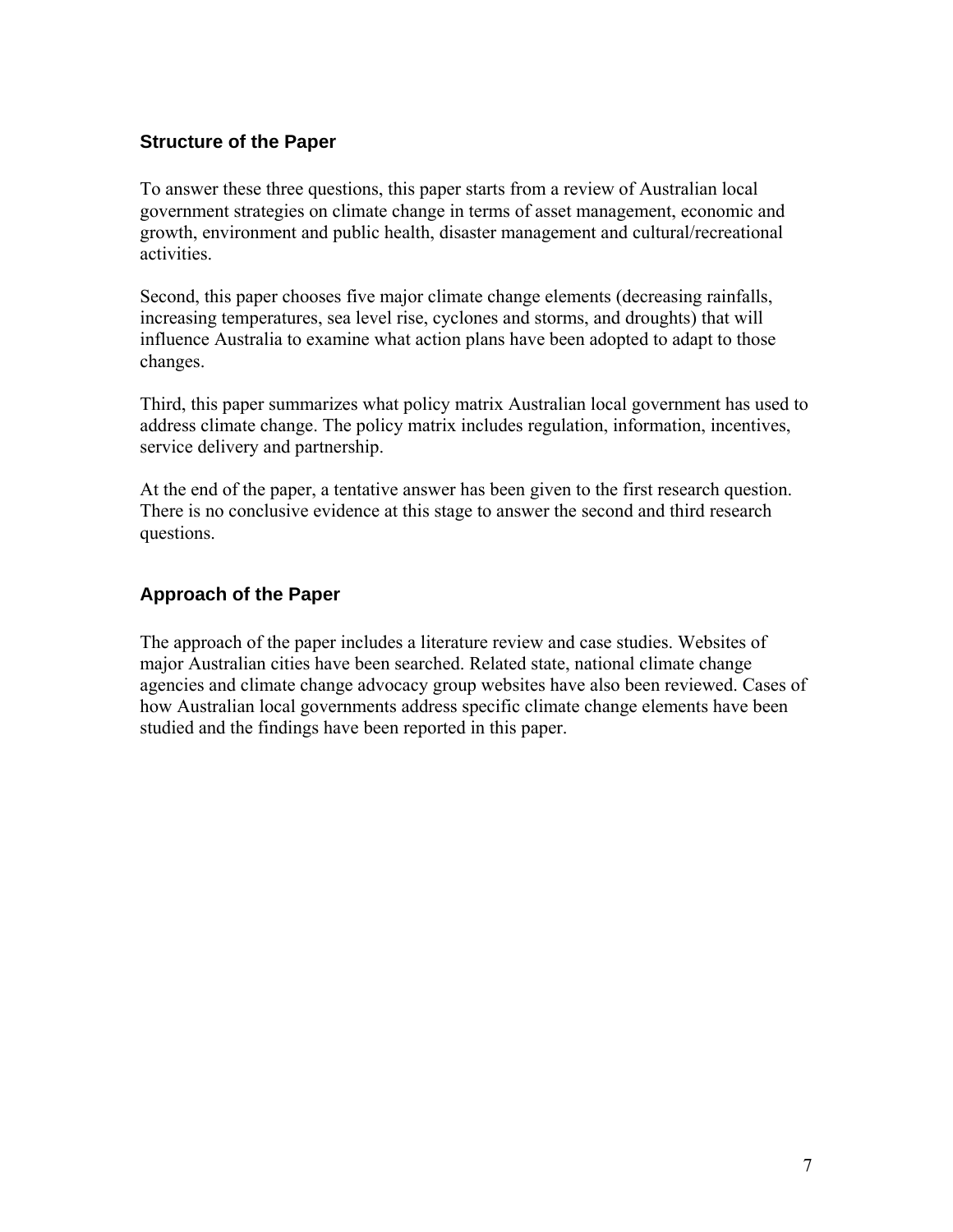## Structure of the Paper

To answer these three questions, this paper starts from a review of Australian local government strategies on climate change in terms of asset management, economic and growth, environment and public health, disaster management and cultural/recreational activities.

Second, this paper chooses five major climate change elements (decreasing rainfalls, increasing temperatures, sea level rise, cyclones and storms, and droughts) that will influence Australia to examine what action plans have been adopted to adapt to those changes.

Third, this paper summarizes what policy matrix Australian local government has used to address climate change. The policy matrix includes regulation, information, incentives, service delivery and partnership.

At the end of the paper, a tentative answer has been given to the first research question. There is no conclusive evidence at this stage to answer the second and third research questions.

## Approach of the Paper

The approach of the paper includes a literature review and case studies. Websites of major Australian cities have been searched. Related state, national climate change agencies and climate change advocacy group websites have also been reviewed. Cases of how Australian local governments address specific climate change elements have been studied and the findings have been reported in this paper.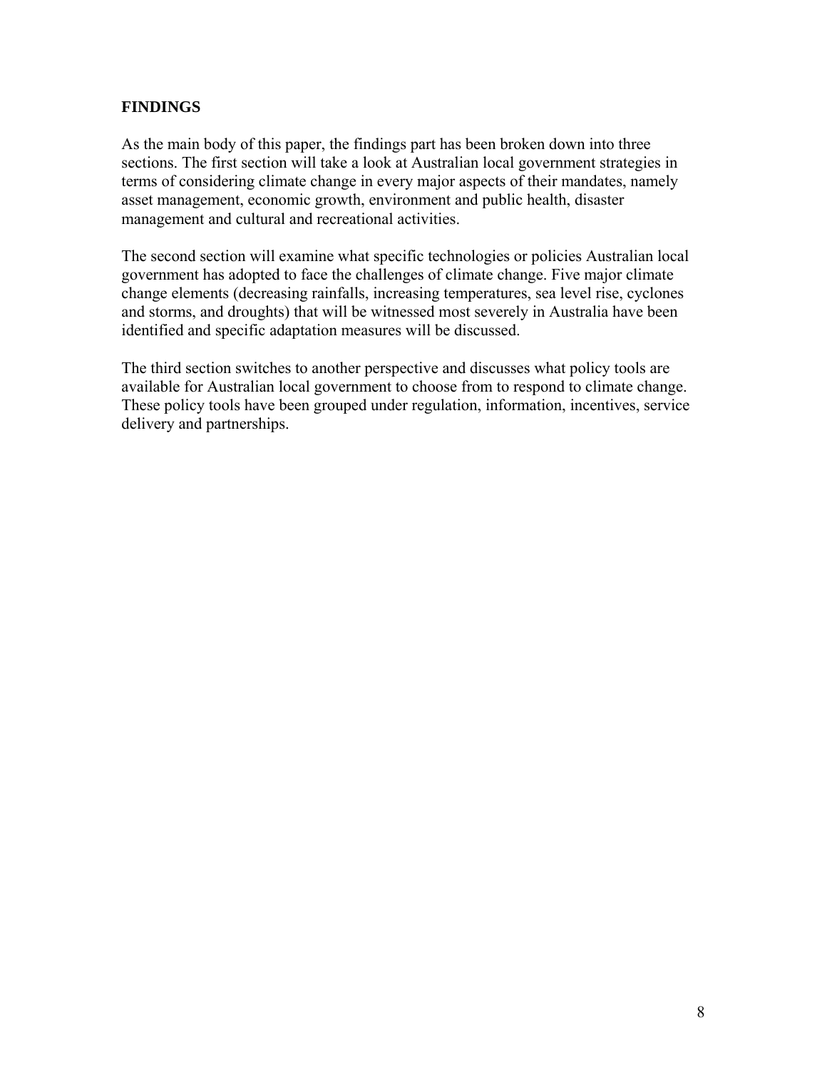## FINDINGS

As the main body of this paper, the findings part has been broken down into three sections. The first section will take a look at Australian local government strategies in terms of considering climate change in every major aspects of their mandates, namely asset management, economic growth, environment and public health, disaster management and cultural and recreational activities.

The second section will examine what specific technologies or policies Australian local government has adopted to face the challenges of climate change. Five major climate change elements (decreasing rainfalls, increasing temperatures, sea level rise, cyclones and storms, and droughts) that will be witnessed most severely in Australia have been identified and specific adaptation measures will be discussed.

The third section switches to another perspective and discusses what policy tools are available for Australian local government to choose from to respond to climate change. These policy tools have been grouped under regulation, information, incentives, service delivery and partnerships.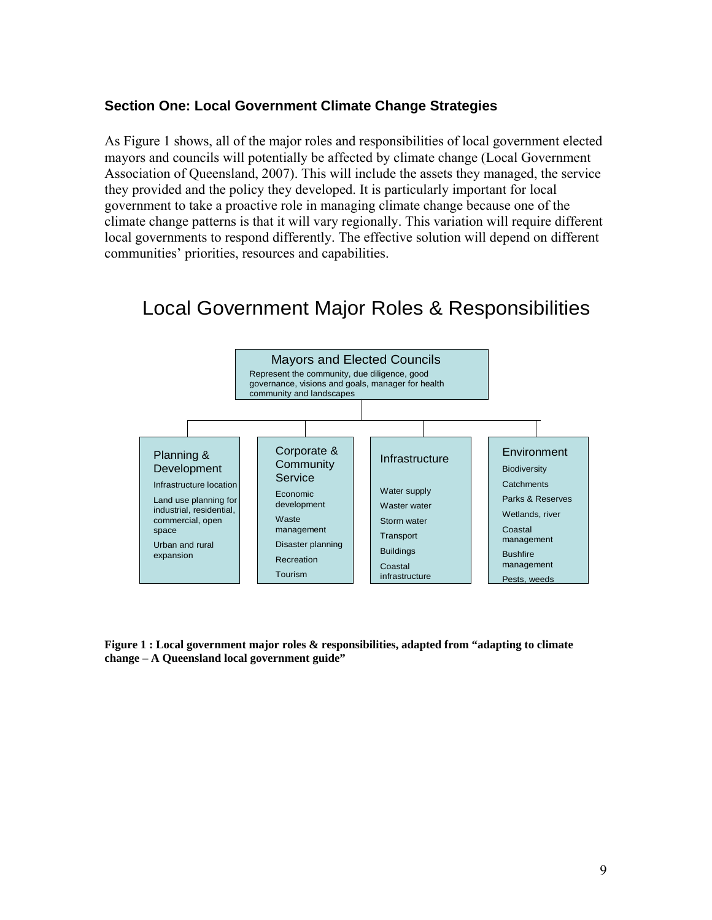### Section One: Local Government Climate Change Strategies

As Figure 1 shows, all of the major roles and responsibilities of local government elected mayors and councils will potentially be affected by climate change (Local Government Association of Queensland, 2007). This will include the assets they managed, the service they provided and the policy they developed. It is particularly important for local government to take a proactive role in managing climate change because one of the climate change patterns is that it will vary regionally. This variation will require different local governments to respond differently. The effective solution will depend on different communities' priorities, resources and capabilities.

## Local Government Major Roles & Responsibilities

**Mayors and Elected Councils**

Represent the community, due diligence, good governance, visions and goals, manager for health community and landscapes

**Planning & Development**
- Infrastructure location
- Land use planning for industrial, residential, commercial, open space
- Urban and rural expansion

**Corporate & Community Service**
- Economic development
- Waste management
- Disaster planning
- Recreation
- Tourism

**Infrastructure**
- Water supply
- Waster water
- Storm water
- Transport
- Buildings
- Coastal infrastructure

**Environment**
- Biodiversity
- Catchments
- Parks & Reserves
- Wetlands, river
- Coastal management
- Bushfire management
- Pests, weeds

**Figure 1 : Local government major roles & responsibilities, adapted from "adapting to climate change – A Queensland local government guide"**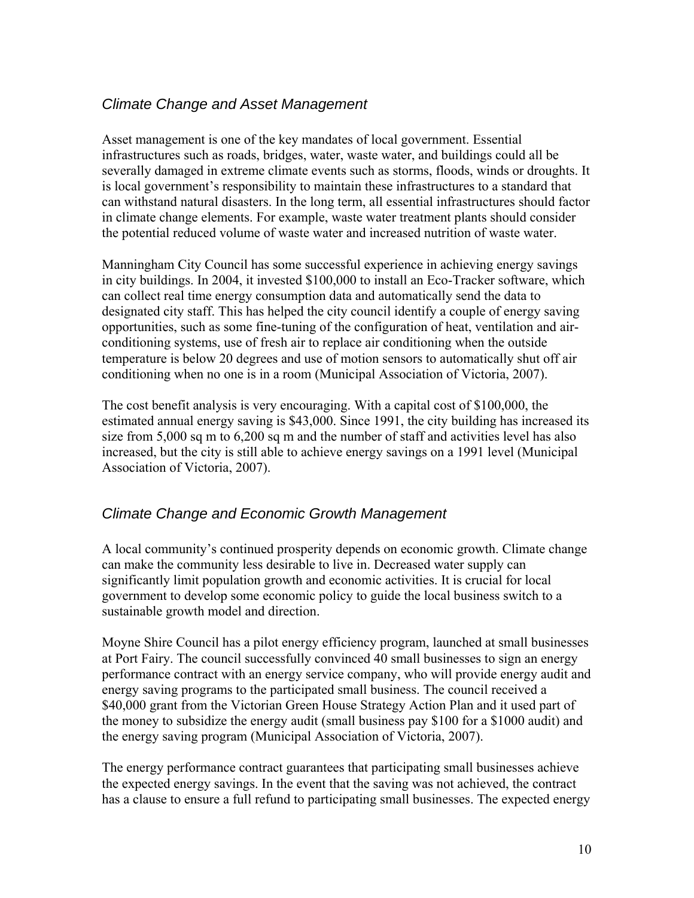## *Climate Change and Asset Management*

Asset management is one of the key mandates of local government. Essential infrastructures such as roads, bridges, water, waste water, and buildings could all be severally damaged in extreme climate events such as storms, floods, winds or droughts. It is local government's responsibility to maintain these infrastructures to a standard that can withstand natural disasters. In the long term, all essential infrastructures should factor in climate change elements. For example, waste water treatment plants should consider the potential reduced volume of waste water and increased nutrition of waste water.

Manningham City Council has some successful experience in achieving energy savings in city buildings. In 2004, it invested $100,000 to install an Eco-Tracker software, which can collect real time energy consumption data and automatically send the data to designated city staff. This has helped the city council identify a couple of energy saving opportunities, such as some fine-tuning of the configuration of heat, ventilation and air-conditioning systems, use of fresh air to replace air conditioning when the outside temperature is below 20 degrees and use of motion sensors to automatically shut off air conditioning when no one is in a room (Municipal Association of Victoria, 2007).

The cost benefit analysis is very encouraging. With a capital cost of $100,000, the estimated annual energy saving is $43,000. Since 1991, the city building has increased its size from 5,000 sq m to 6,200 sq m and the number of staff and activities level has also increased, but the city is still able to achieve energy savings on a 1991 level (Municipal Association of Victoria, 2007).

## *Climate Change and Economic Growth Management*

A local community's continued prosperity depends on economic growth. Climate change can make the community less desirable to live in. Decreased water supply can significantly limit population growth and economic activities. It is crucial for local government to develop some economic policy to guide the local business switch to a sustainable growth model and direction.

Moyne Shire Council has a pilot energy efficiency program, launched at small businesses at Port Fairy. The council successfully convinced 40 small businesses to sign an energy performance contract with an energy service company, who will provide energy audit and energy saving programs to the participated small business. The council received a $40,000 grant from the Victorian Green House Strategy Action Plan and it used part of the money to subsidize the energy audit (small business pay $100 for a $1000 audit) and the energy saving program (Municipal Association of Victoria, 2007).

The energy performance contract guarantees that participating small businesses achieve the expected energy savings. In the event that the saving was not achieved, the contract has a clause to ensure a full refund to participating small businesses. The expected energy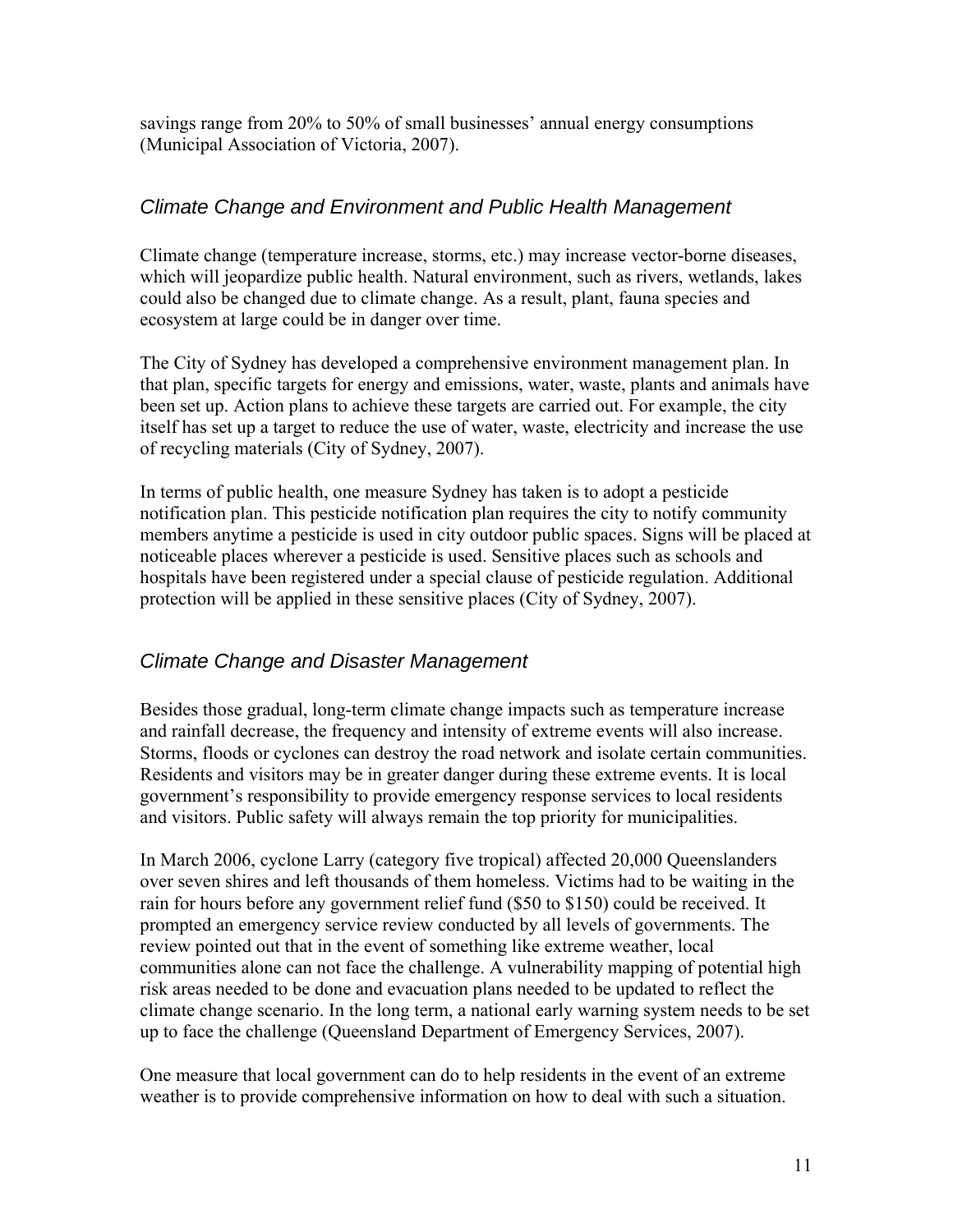savings range from 20% to 50% of small businesses' annual energy consumptions (Municipal Association of Victoria, 2007).

### *Climate Change and Environment and Public Health Management*

Climate change (temperature increase, storms, etc.) may increase vector-borne diseases, which will jeopardize public health. Natural environment, such as rivers, wetlands, lakes could also be changed due to climate change. As a result, plant, fauna species and ecosystem at large could be in danger over time.

The City of Sydney has developed a comprehensive environment management plan. In that plan, specific targets for energy and emissions, water, waste, plants and animals have been set up. Action plans to achieve these targets are carried out. For example, the city itself has set up a target to reduce the use of water, waste, electricity and increase the use of recycling materials (City of Sydney, 2007).

In terms of public health, one measure Sydney has taken is to adopt a pesticide notification plan. This pesticide notification plan requires the city to notify community members anytime a pesticide is used in city outdoor public spaces. Signs will be placed at noticeable places wherever a pesticide is used. Sensitive places such as schools and hospitals have been registered under a special clause of pesticide regulation. Additional protection will be applied in these sensitive places (City of Sydney, 2007).

### *Climate Change and Disaster Management*

Besides those gradual, long-term climate change impacts such as temperature increase and rainfall decrease, the frequency and intensity of extreme events will also increase. Storms, floods or cyclones can destroy the road network and isolate certain communities. Residents and visitors may be in greater danger during these extreme events. It is local government's responsibility to provide emergency response services to local residents and visitors. Public safety will always remain the top priority for municipalities.

In March 2006, cyclone Larry (category five tropical) affected 20,000 Queenslanders over seven shires and left thousands of them homeless. Victims had to be waiting in the rain for hours before any government relief fund ($50 to $150) could be received. It prompted an emergency service review conducted by all levels of governments. The review pointed out that in the event of something like extreme weather, local communities alone can not face the challenge. A vulnerability mapping of potential high risk areas needed to be done and evacuation plans needed to be updated to reflect the climate change scenario. In the long term, a national early warning system needs to be set up to face the challenge (Queensland Department of Emergency Services, 2007).

One measure that local government can do to help residents in the event of an extreme weather is to provide comprehensive information on how to deal with such a situation.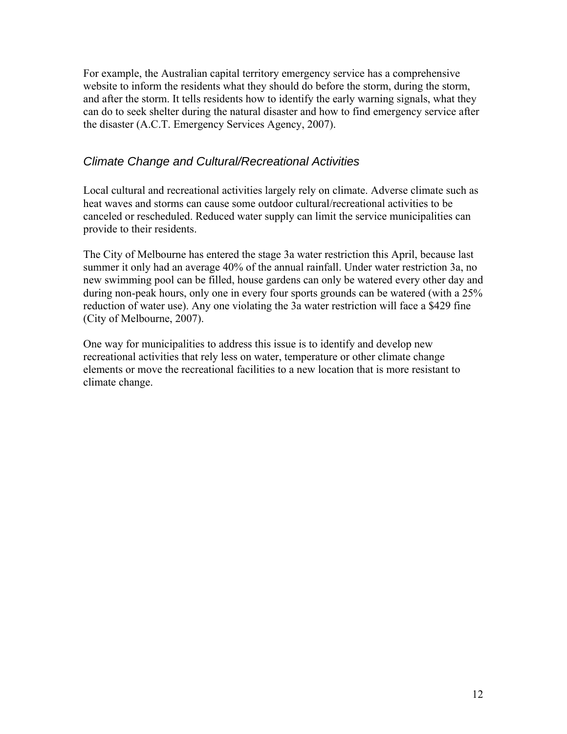For example, the Australian capital territory emergency service has a comprehensive website to inform the residents what they should do before the storm, during the storm, and after the storm. It tells residents how to identify the early warning signals, what they can do to seek shelter during the natural disaster and how to find emergency service after the disaster (A.C.T. Emergency Services Agency, 2007).

## *Climate Change and Cultural/Recreational Activities*

Local cultural and recreational activities largely rely on climate. Adverse climate such as heat waves and storms can cause some outdoor cultural/recreational activities to be canceled or rescheduled. Reduced water supply can limit the service municipalities can provide to their residents.

The City of Melbourne has entered the stage 3a water restriction this April, because last summer it only had an average 40% of the annual rainfall. Under water restriction 3a, no new swimming pool can be filled, house gardens can only be watered every other day and during non-peak hours, only one in every four sports grounds can be watered (with a 25% reduction of water use). Any one violating the 3a water restriction will face a $429 fine (City of Melbourne, 2007).

One way for municipalities to address this issue is to identify and develop new recreational activities that rely less on water, temperature or other climate change elements or move the recreational facilities to a new location that is more resistant to climate change.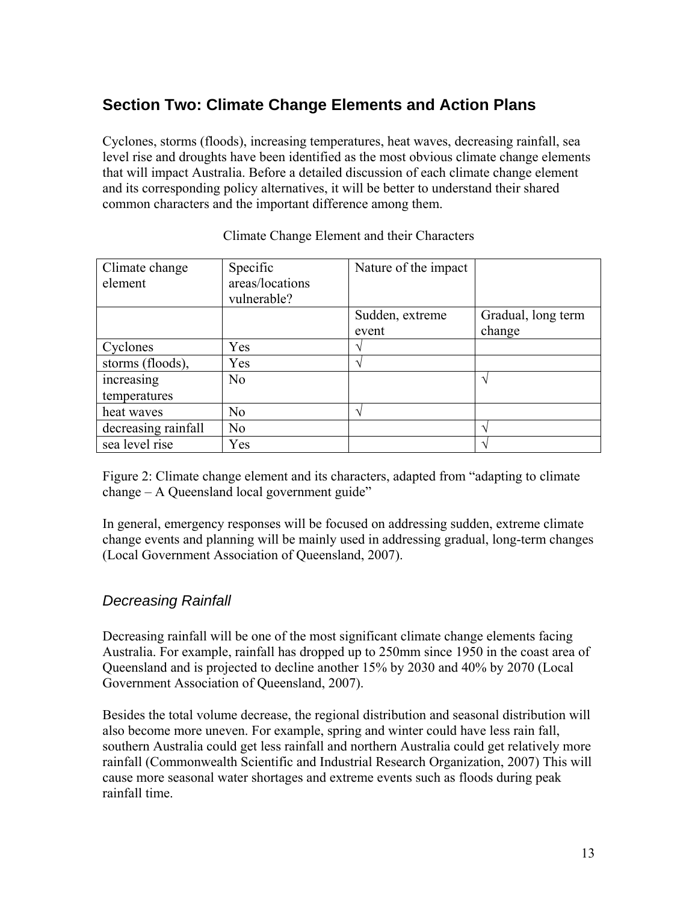## Section Two: Climate Change Elements and Action Plans

Cyclones, storms (floods), increasing temperatures, heat waves, decreasing rainfall, sea level rise and droughts have been identified as the most obvious climate change elements that will impact Australia. Before a detailed discussion of each climate change element and its corresponding policy alternatives, it will be better to understand their shared common characters and the important difference among them.

Climate Change Element and their Characters

| Climate change element | Specific areas/locations vulnerable? | Nature of the impact | |
|---|---|---|---|
| | | Sudden, extreme event | Gradual, long term change |
| Cyclones | Yes | √ | |
| storms (floods), | Yes | √ | |
| increasing temperatures | No | | √ |
| heat waves | No | √ | |
| decreasing rainfall | No | | √ |
| sea level rise | Yes | | √ |

Figure 2: Climate change element and its characters, adapted from “adapting to climate change – A Queensland local government guide”

In general, emergency responses will be focused on addressing sudden, extreme climate change events and planning will be mainly used in addressing gradual, long-term changes (Local Government Association of Queensland, 2007).

### *Decreasing Rainfall*

Decreasing rainfall will be one of the most significant climate change elements facing Australia. For example, rainfall has dropped up to 250mm since 1950 in the coast area of Queensland and is projected to decline another 15% by 2030 and 40% by 2070 (Local Government Association of Queensland, 2007).

Besides the total volume decrease, the regional distribution and seasonal distribution will also become more uneven. For example, spring and winter could have less rain fall, southern Australia could get less rainfall and northern Australia could get relatively more rainfall (Commonwealth Scientific and Industrial Research Organization, 2007) This will cause more seasonal water shortages and extreme events such as floods during peak rainfall time.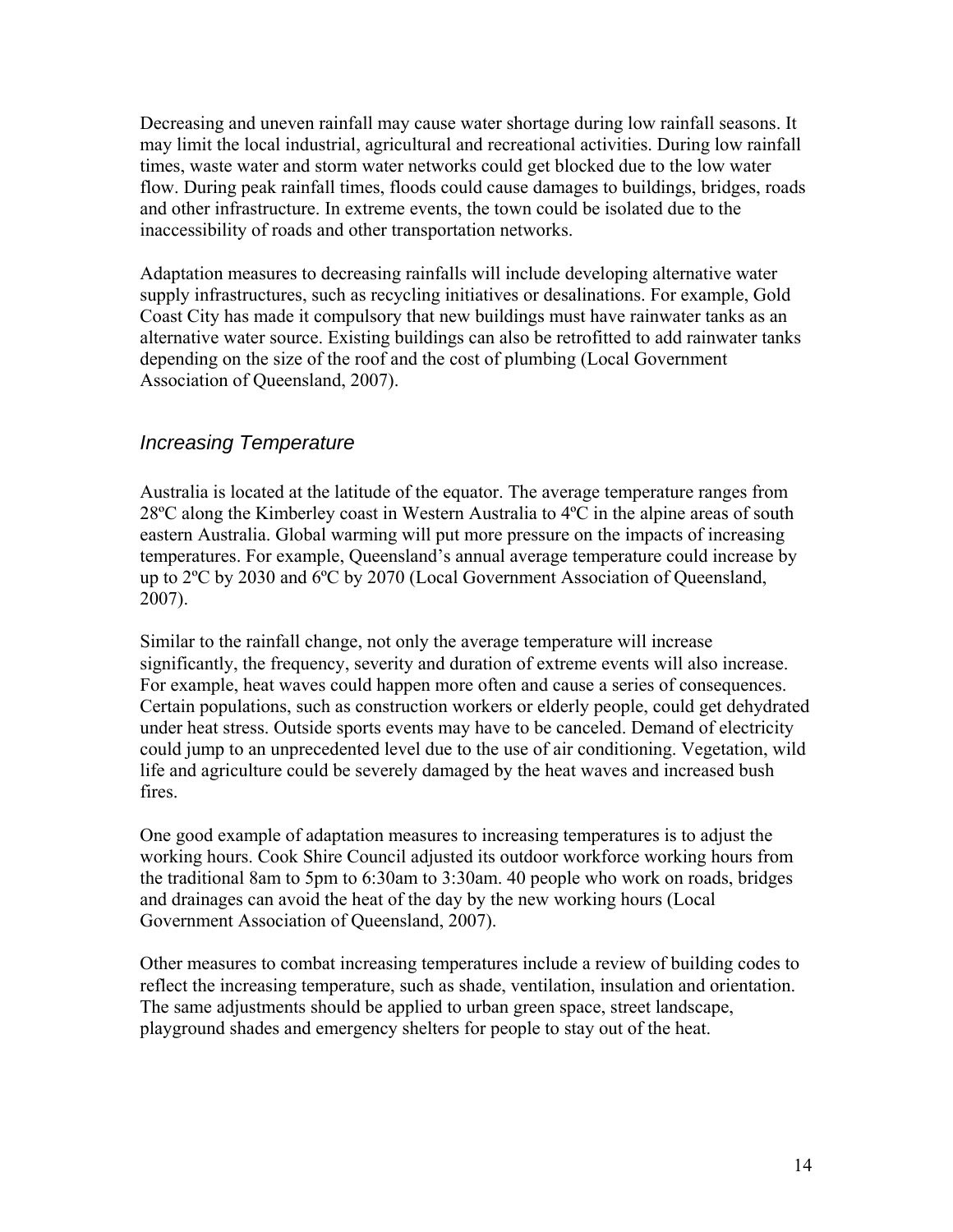Decreasing and uneven rainfall may cause water shortage during low rainfall seasons. It may limit the local industrial, agricultural and recreational activities. During low rainfall times, waste water and storm water networks could get blocked due to the low water flow. During peak rainfall times, floods could cause damages to buildings, bridges, roads and other infrastructure. In extreme events, the town could be isolated due to the inaccessibility of roads and other transportation networks.

Adaptation measures to decreasing rainfalls will include developing alternative water supply infrastructures, such as recycling initiatives or desalinations. For example, Gold Coast City has made it compulsory that new buildings must have rainwater tanks as an alternative water source. Existing buildings can also be retrofitted to add rainwater tanks depending on the size of the roof and the cost of plumbing (Local Government Association of Queensland, 2007).

### *Increasing Temperature*

Australia is located at the latitude of the equator. The average temperature ranges from 28ºC along the Kimberley coast in Western Australia to 4ºC in the alpine areas of south eastern Australia. Global warming will put more pressure on the impacts of increasing temperatures. For example, Queensland's annual average temperature could increase by up to 2ºC by 2030 and 6ºC by 2070 (Local Government Association of Queensland, 2007).

Similar to the rainfall change, not only the average temperature will increase significantly, the frequency, severity and duration of extreme events will also increase. For example, heat waves could happen more often and cause a series of consequences. Certain populations, such as construction workers or elderly people, could get dehydrated under heat stress. Outside sports events may have to be canceled. Demand of electricity could jump to an unprecedented level due to the use of air conditioning. Vegetation, wild life and agriculture could be severely damaged by the heat waves and increased bush fires.

One good example of adaptation measures to increasing temperatures is to adjust the working hours. Cook Shire Council adjusted its outdoor workforce working hours from the traditional 8am to 5pm to 6:30am to 3:30am. 40 people who work on roads, bridges and drainages can avoid the heat of the day by the new working hours (Local Government Association of Queensland, 2007).

Other measures to combat increasing temperatures include a review of building codes to reflect the increasing temperature, such as shade, ventilation, insulation and orientation. The same adjustments should be applied to urban green space, street landscape, playground shades and emergency shelters for people to stay out of the heat.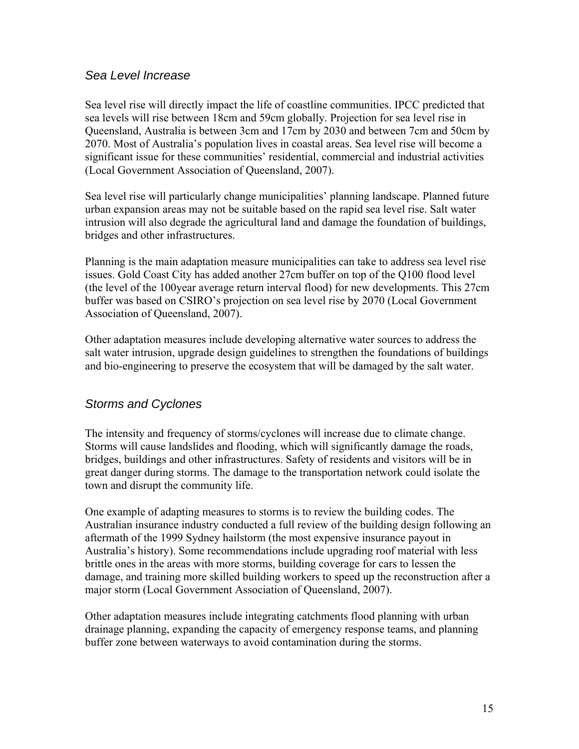### *Sea Level Increase*

Sea level rise will directly impact the life of coastline communities. IPCC predicted that sea levels will rise between 18cm and 59cm globally. Projection for sea level rise in Queensland, Australia is between 3cm and 17cm by 2030 and between 7cm and 50cm by 2070. Most of Australia's population lives in coastal areas. Sea level rise will become a significant issue for these communities' residential, commercial and industrial activities (Local Government Association of Queensland, 2007).

Sea level rise will particularly change municipalities' planning landscape. Planned future urban expansion areas may not be suitable based on the rapid sea level rise. Salt water intrusion will also degrade the agricultural land and damage the foundation of buildings, bridges and other infrastructures.

Planning is the main adaptation measure municipalities can take to address sea level rise issues. Gold Coast City has added another 27cm buffer on top of the Q100 flood level (the level of the 100year average return interval flood) for new developments. This 27cm buffer was based on CSIRO's projection on sea level rise by 2070 (Local Government Association of Queensland, 2007).

Other adaptation measures include developing alternative water sources to address the salt water intrusion, upgrade design guidelines to strengthen the foundations of buildings and bio-engineering to preserve the ecosystem that will be damaged by the salt water.

### *Storms and Cyclones*

The intensity and frequency of storms/cyclones will increase due to climate change. Storms will cause landslides and flooding, which will significantly damage the roads, bridges, buildings and other infrastructures. Safety of residents and visitors will be in great danger during storms. The damage to the transportation network could isolate the town and disrupt the community life.

One example of adapting measures to storms is to review the building codes. The Australian insurance industry conducted a full review of the building design following an aftermath of the 1999 Sydney hailstorm (the most expensive insurance payout in Australia's history). Some recommendations include upgrading roof material with less brittle ones in the areas with more storms, building coverage for cars to lessen the damage, and training more skilled building workers to speed up the reconstruction after a major storm (Local Government Association of Queensland, 2007).

Other adaptation measures include integrating catchments flood planning with urban drainage planning, expanding the capacity of emergency response teams, and planning buffer zone between waterways to avoid contamination during the storms.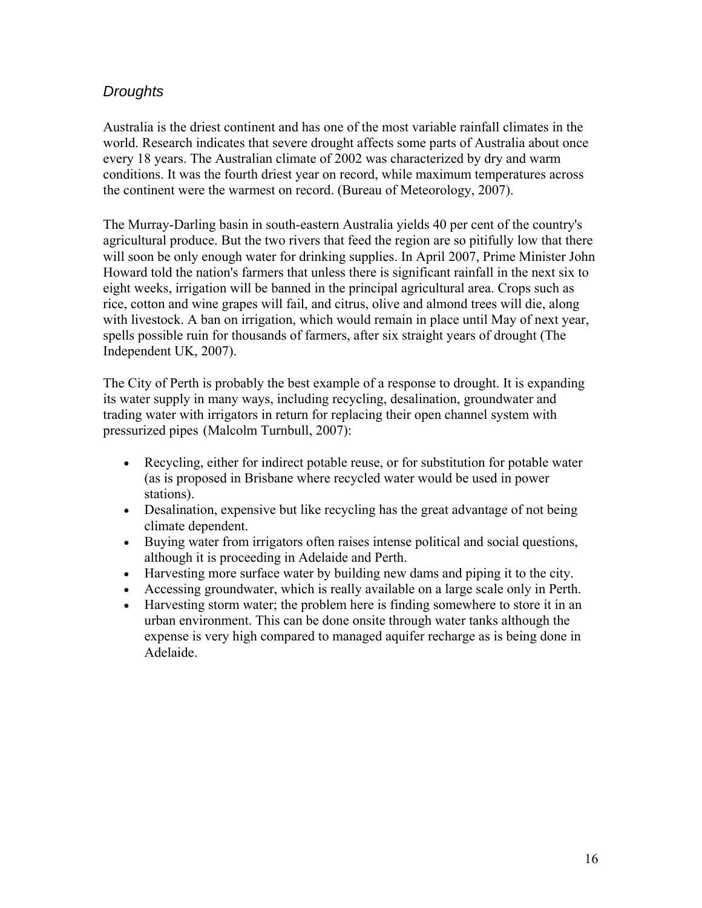### *Droughts*

Australia is the driest continent and has one of the most variable rainfall climates in the world. Research indicates that severe drought affects some parts of Australia about once every 18 years. The Australian climate of 2002 was characterized by dry and warm conditions. It was the fourth driest year on record, while maximum temperatures across the continent were the warmest on record. (Bureau of Meteorology, 2007).

The Murray-Darling basin in south-eastern Australia yields 40 per cent of the country's agricultural produce. But the two rivers that feed the region are so pitifully low that there will soon be only enough water for drinking supplies. In April 2007, Prime Minister John Howard told the nation's farmers that unless there is significant rainfall in the next six to eight weeks, irrigation will be banned in the principal agricultural area. Crops such as rice, cotton and wine grapes will fail, and citrus, olive and almond trees will die, along with livestock. A ban on irrigation, which would remain in place until May of next year, spells possible ruin for thousands of farmers, after six straight years of drought (The Independent UK, 2007).

The City of Perth is probably the best example of a response to drought. It is expanding its water supply in many ways, including recycling, desalination, groundwater and trading water with irrigators in return for replacing their open channel system with pressurized pipes (Malcolm Turnbull, 2007):

- Recycling, either for indirect potable reuse, or for substitution for potable water (as is proposed in Brisbane where recycled water would be used in power stations).
- Desalination, expensive but like recycling has the great advantage of not being climate dependent.
- Buying water from irrigators often raises intense political and social questions, although it is proceeding in Adelaide and Perth.
- Harvesting more surface water by building new dams and piping it to the city.
- Accessing groundwater, which is really available on a large scale only in Perth.
- Harvesting storm water; the problem here is finding somewhere to store it in an urban environment. This can be done onsite through water tanks although the expense is very high compared to managed aquifer recharge as is being done in Adelaide.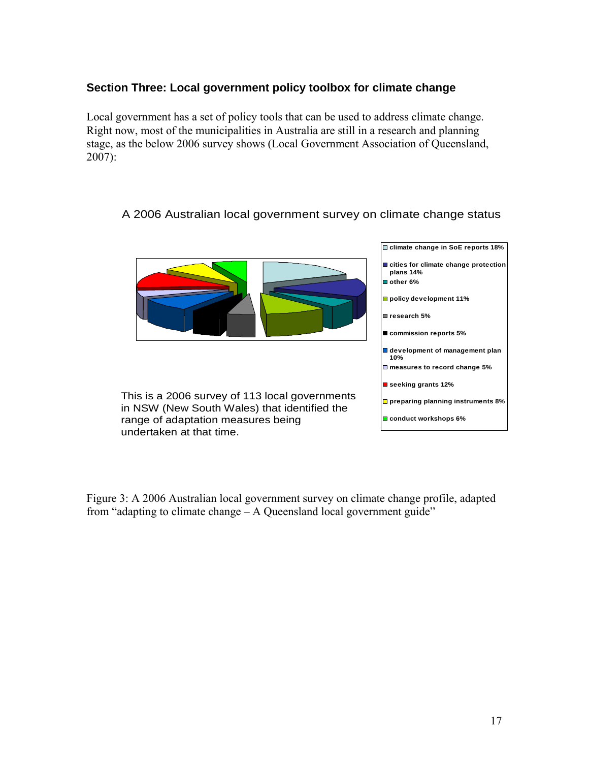### Section Three: Local government policy toolbox for climate change

Local government has a set of policy tools that can be used to address climate change. Right now, most of the municipalities in Australia are still in a research and planning stage, as the below 2006 survey shows (Local Government Association of Queensland, 2007):

A 2006 Australian local government survey on climate change status

- climate change in SoE reports 18%
- cities for climate change protection plans 14%
- other 6%
- policy development 11%
- research 5%
- commission reports 5%
- development of management plan 10%
- measures to record change 5%
- seeking grants 12%
- preparing planning instruments 8%
- conduct workshops 6%

This is a 2006 survey of 113 local governments in NSW (New South Wales) that identified the range of adaptation measures being undertaken at that time.

Figure 3: A 2006 Australian local government survey on climate change profile, adapted from "adapting to climate change – A Queensland local government guide"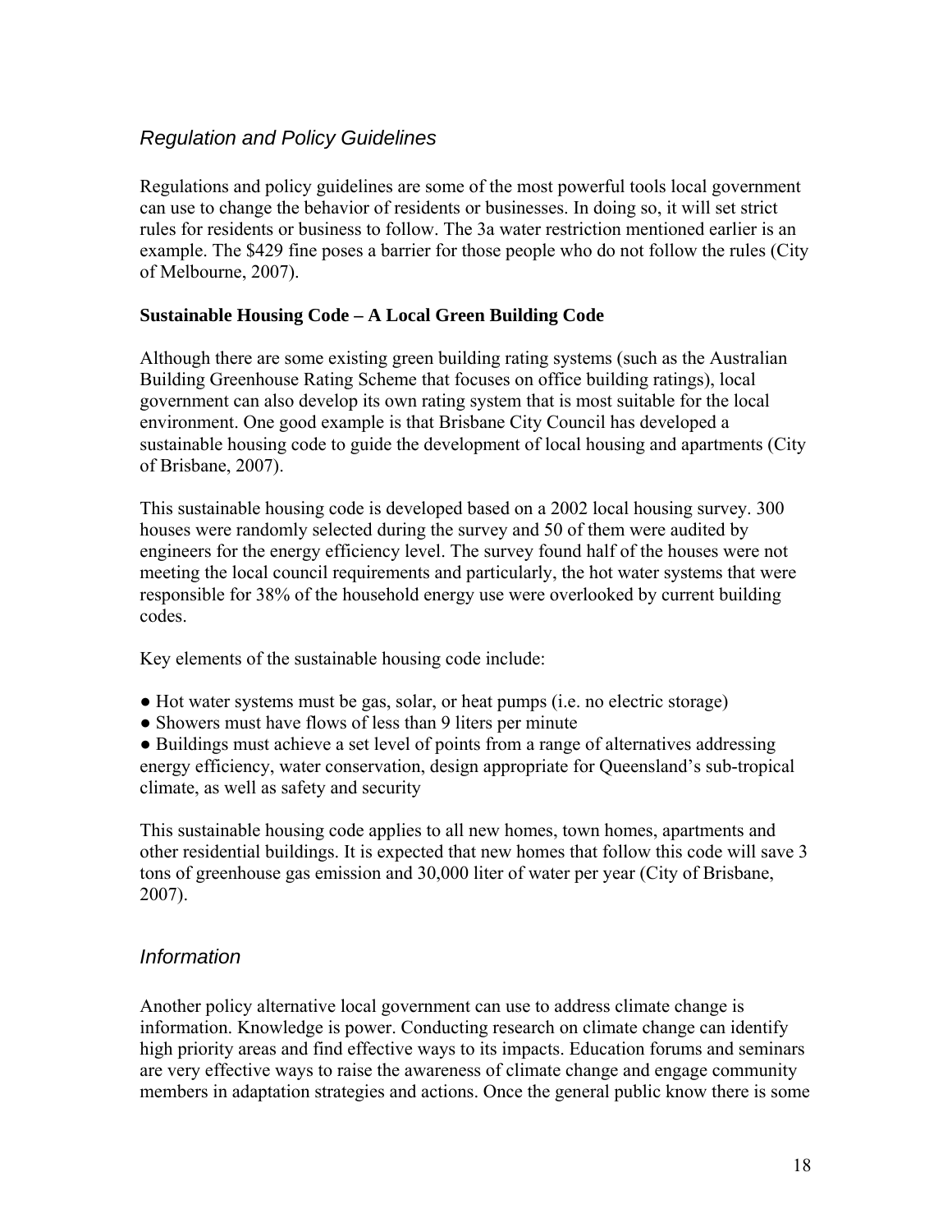## *Regulation and Policy Guidelines*

Regulations and policy guidelines are some of the most powerful tools local government can use to change the behavior of residents or businesses. In doing so, it will set strict rules for residents or business to follow. The 3a water restriction mentioned earlier is an example. The $429 fine poses a barrier for those people who do not follow the rules (City of Melbourne, 2007).

**Sustainable Housing Code – A Local Green Building Code**

Although there are some existing green building rating systems (such as the Australian Building Greenhouse Rating Scheme that focuses on office building ratings), local government can also develop its own rating system that is most suitable for the local environment. One good example is that Brisbane City Council has developed a sustainable housing code to guide the development of local housing and apartments (City of Brisbane, 2007).

This sustainable housing code is developed based on a 2002 local housing survey. 300 houses were randomly selected during the survey and 50 of them were audited by engineers for the energy efficiency level. The survey found half of the houses were not meeting the local council requirements and particularly, the hot water systems that were responsible for 38% of the household energy use were overlooked by current building codes.

Key elements of the sustainable housing code include:

- Hot water systems must be gas, solar, or heat pumps (i.e. no electric storage)
- Showers must have flows of less than 9 liters per minute
- Buildings must achieve a set level of points from a range of alternatives addressing energy efficiency, water conservation, design appropriate for Queensland's sub-tropical climate, as well as safety and security

This sustainable housing code applies to all new homes, town homes, apartments and other residential buildings. It is expected that new homes that follow this code will save 3 tons of greenhouse gas emission and 30,000 liter of water per year (City of Brisbane, 2007).

## *Information*

Another policy alternative local government can use to address climate change is information. Knowledge is power. Conducting research on climate change can identify high priority areas and find effective ways to its impacts. Education forums and seminars are very effective ways to raise the awareness of climate change and engage community members in adaptation strategies and actions. Once the general public know there is some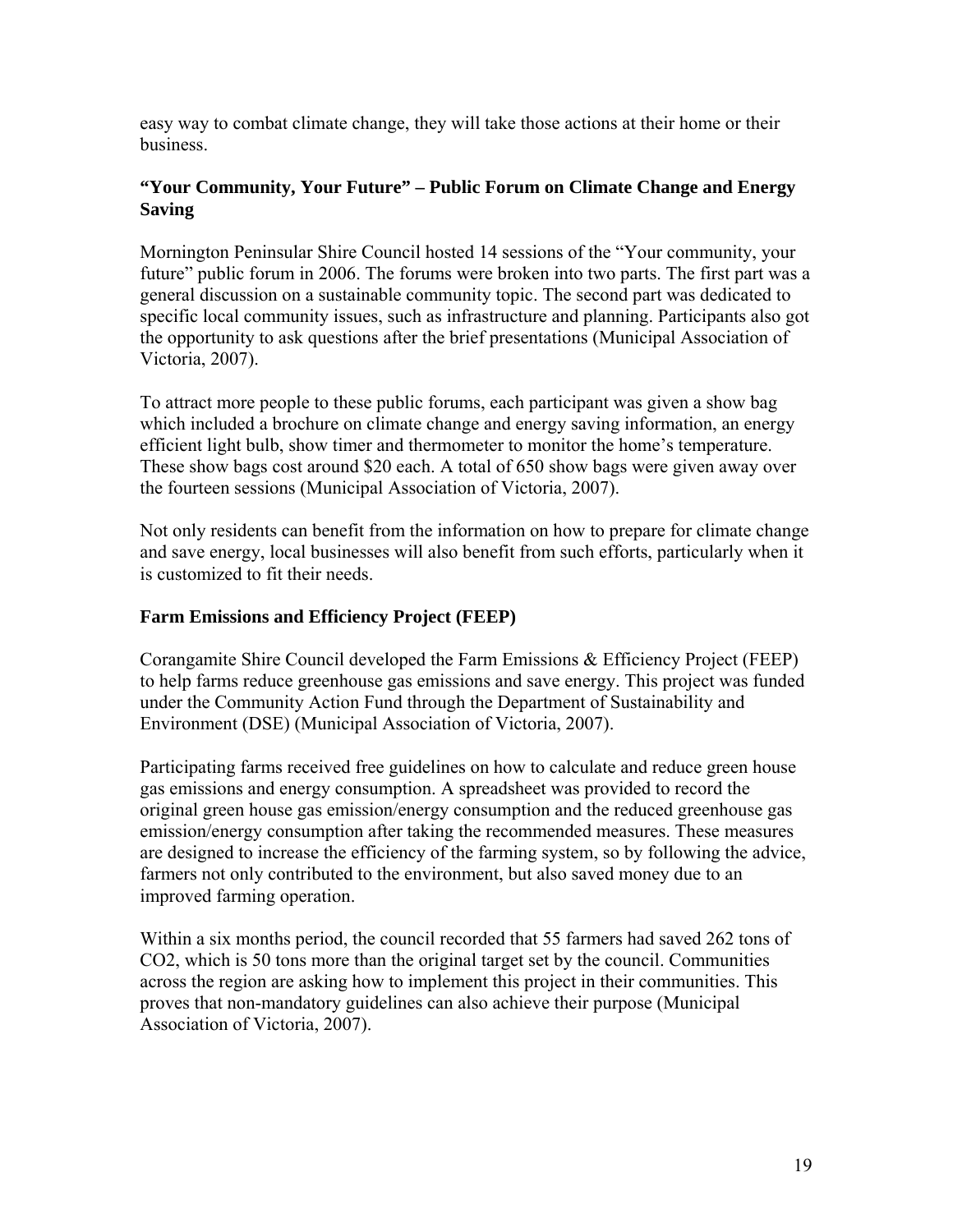easy way to combat climate change, they will take those actions at their home or their business.

### "Your Community, Your Future" – Public Forum on Climate Change and Energy Saving

Mornington Peninsular Shire Council hosted 14 sessions of the "Your community, your future" public forum in 2006. The forums were broken into two parts. The first part was a general discussion on a sustainable community topic. The second part was dedicated to specific local community issues, such as infrastructure and planning. Participants also got the opportunity to ask questions after the brief presentations (Municipal Association of Victoria, 2007).

To attract more people to these public forums, each participant was given a show bag which included a brochure on climate change and energy saving information, an energy efficient light bulb, show timer and thermometer to monitor the home's temperature. These show bags cost around $20 each. A total of 650 show bags were given away over the fourteen sessions (Municipal Association of Victoria, 2007).

Not only residents can benefit from the information on how to prepare for climate change and save energy, local businesses will also benefit from such efforts, particularly when it is customized to fit their needs.

### Farm Emissions and Efficiency Project (FEEP)

Corangamite Shire Council developed the Farm Emissions & Efficiency Project (FEEP) to help farms reduce greenhouse gas emissions and save energy. This project was funded under the Community Action Fund through the Department of Sustainability and Environment (DSE) (Municipal Association of Victoria, 2007).

Participating farms received free guidelines on how to calculate and reduce green house gas emissions and energy consumption. A spreadsheet was provided to record the original green house gas emission/energy consumption and the reduced greenhouse gas emission/energy consumption after taking the recommended measures. These measures are designed to increase the efficiency of the farming system, so by following the advice, farmers not only contributed to the environment, but also saved money due to an improved farming operation.

Within a six months period, the council recorded that 55 farmers had saved 262 tons of $CO_2$, which is 50 tons more than the original target set by the council. Communities across the region are asking how to implement this project in their communities. This proves that non-mandatory guidelines can also achieve their purpose (Municipal Association of Victoria, 2007).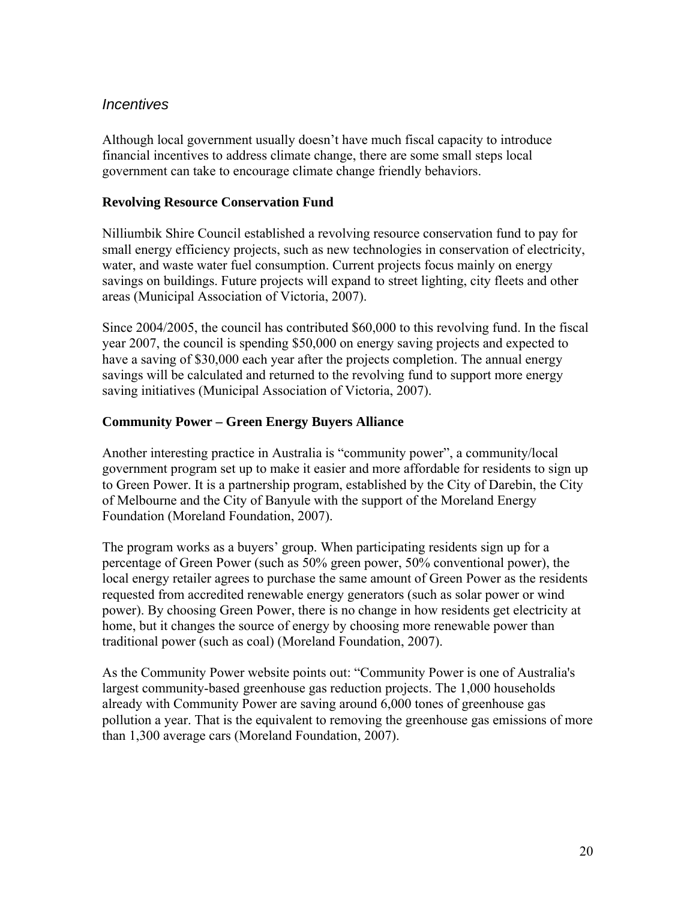## *Incentives*

Although local government usually doesn't have much fiscal capacity to introduce financial incentives to address climate change, there are some small steps local government can take to encourage climate change friendly behaviors.

### Revolving Resource Conservation Fund

Nilliumbik Shire Council established a revolving resource conservation fund to pay for small energy efficiency projects, such as new technologies in conservation of electricity, water, and waste water fuel consumption. Current projects focus mainly on energy savings on buildings. Future projects will expand to street lighting, city fleets and other areas (Municipal Association of Victoria, 2007).

Since 2004/2005, the council has contributed $60,000 to this revolving fund. In the fiscal year 2007, the council is spending $50,000 on energy saving projects and expected to have a saving of $30,000 each year after the projects completion. The annual energy savings will be calculated and returned to the revolving fund to support more energy saving initiatives (Municipal Association of Victoria, 2007).

### Community Power – Green Energy Buyers Alliance

Another interesting practice in Australia is "community power", a community/local government program set up to make it easier and more affordable for residents to sign up to Green Power. It is a partnership program, established by the City of Darebin, the City of Melbourne and the City of Banyule with the support of the Moreland Energy Foundation (Moreland Foundation, 2007).

The program works as a buyers' group. When participating residents sign up for a percentage of Green Power (such as 50% green power, 50% conventional power), the local energy retailer agrees to purchase the same amount of Green Power as the residents requested from accredited renewable energy generators (such as solar power or wind power). By choosing Green Power, there is no change in how residents get electricity at home, but it changes the source of energy by choosing more renewable power than traditional power (such as coal) (Moreland Foundation, 2007).

As the Community Power website points out: "Community Power is one of Australia's largest community-based greenhouse gas reduction projects. The 1,000 households already with Community Power are saving around 6,000 tones of greenhouse gas pollution a year. That is the equivalent to removing the greenhouse gas emissions of more than 1,300 average cars (Moreland Foundation, 2007).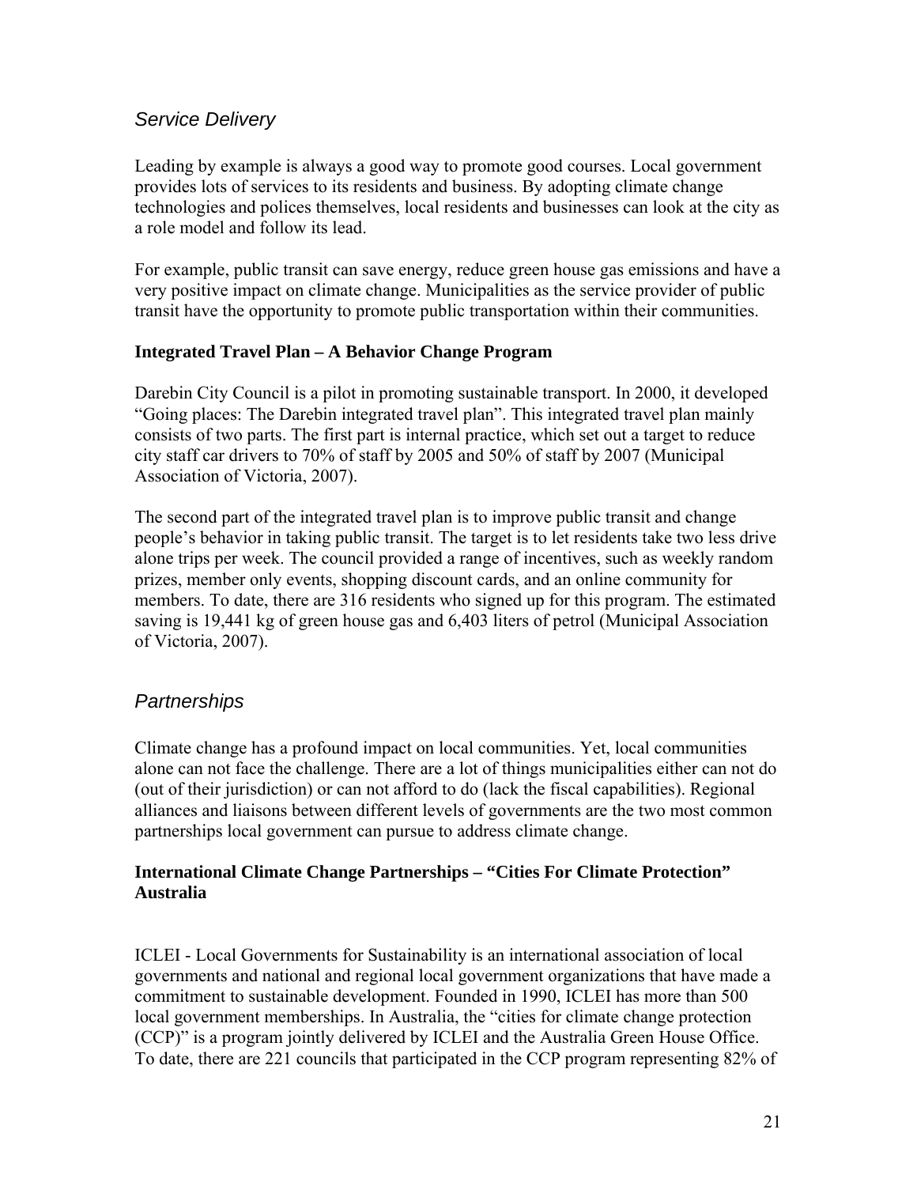## *Service Delivery*

Leading by example is always a good way to promote good courses. Local government provides lots of services to its residents and business. By adopting climate change technologies and polices themselves, local residents and businesses can look at the city as a role model and follow its lead.

For example, public transit can save energy, reduce green house gas emissions and have a very positive impact on climate change. Municipalities as the service provider of public transit have the opportunity to promote public transportation within their communities.

### Integrated Travel Plan – A Behavior Change Program

Darebin City Council is a pilot in promoting sustainable transport. In 2000, it developed "Going places: The Darebin integrated travel plan". This integrated travel plan mainly consists of two parts. The first part is internal practice, which set out a target to reduce city staff car drivers to 70% of staff by 2005 and 50% of staff by 2007 (Municipal Association of Victoria, 2007).

The second part of the integrated travel plan is to improve public transit and change people's behavior in taking public transit. The target is to let residents take two less drive alone trips per week. The council provided a range of incentives, such as weekly random prizes, member only events, shopping discount cards, and an online community for members. To date, there are 316 residents who signed up for this program. The estimated saving is 19,441 kg of green house gas and 6,403 liters of petrol (Municipal Association of Victoria, 2007).

## *Partnerships*

Climate change has a profound impact on local communities. Yet, local communities alone can not face the challenge. There are a lot of things municipalities either can not do (out of their jurisdiction) or can not afford to do (lack the fiscal capabilities). Regional alliances and liaisons between different levels of governments are the two most common partnerships local government can pursue to address climate change.

### International Climate Change Partnerships – "Cities For Climate Protection" Australia

ICLEI - Local Governments for Sustainability is an international association of local governments and national and regional local government organizations that have made a commitment to sustainable development. Founded in 1990, ICLEI has more than 500 local government memberships. In Australia, the "cities for climate change protection (CCP)" is a program jointly delivered by ICLEI and the Australia Green House Office. To date, there are 221 councils that participated in the CCP program representing 82% of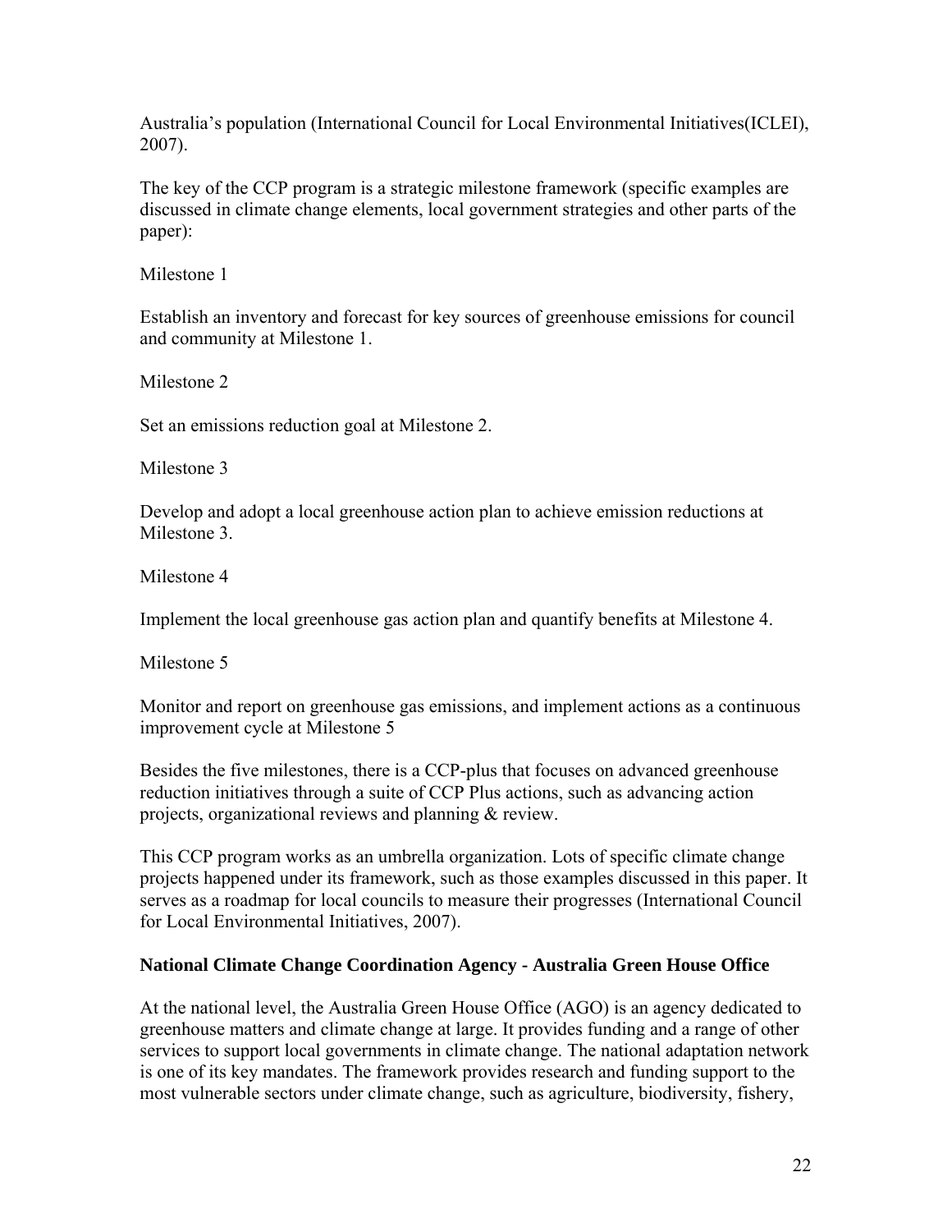Australia's population (International Council for Local Environmental Initiatives(ICLEI), 2007).

The key of the CCP program is a strategic milestone framework (specific examples are discussed in climate change elements, local government strategies and other parts of the paper):

Milestone 1

Establish an inventory and forecast for key sources of greenhouse emissions for council and community at Milestone 1.

Milestone 2

Set an emissions reduction goal at Milestone 2.

Milestone 3

Develop and adopt a local greenhouse action plan to achieve emission reductions at Milestone 3.

Milestone 4

Implement the local greenhouse gas action plan and quantify benefits at Milestone 4.

Milestone 5

Monitor and report on greenhouse gas emissions, and implement actions as a continuous improvement cycle at Milestone 5

Besides the five milestones, there is a CCP-plus that focuses on advanced greenhouse reduction initiatives through a suite of CCP Plus actions, such as advancing action projects, organizational reviews and planning & review.

This CCP program works as an umbrella organization. Lots of specific climate change projects happened under its framework, such as those examples discussed in this paper. It serves as a roadmap for local councils to measure their progresses (International Council for Local Environmental Initiatives, 2007).

**National Climate Change Coordination Agency - Australia Green House Office**

At the national level, the Australia Green House Office (AGO) is an agency dedicated to greenhouse matters and climate change at large. It provides funding and a range of other services to support local governments in climate change. The national adaptation network is one of its key mandates. The framework provides research and funding support to the most vulnerable sectors under climate change, such as agriculture, biodiversity, fishery,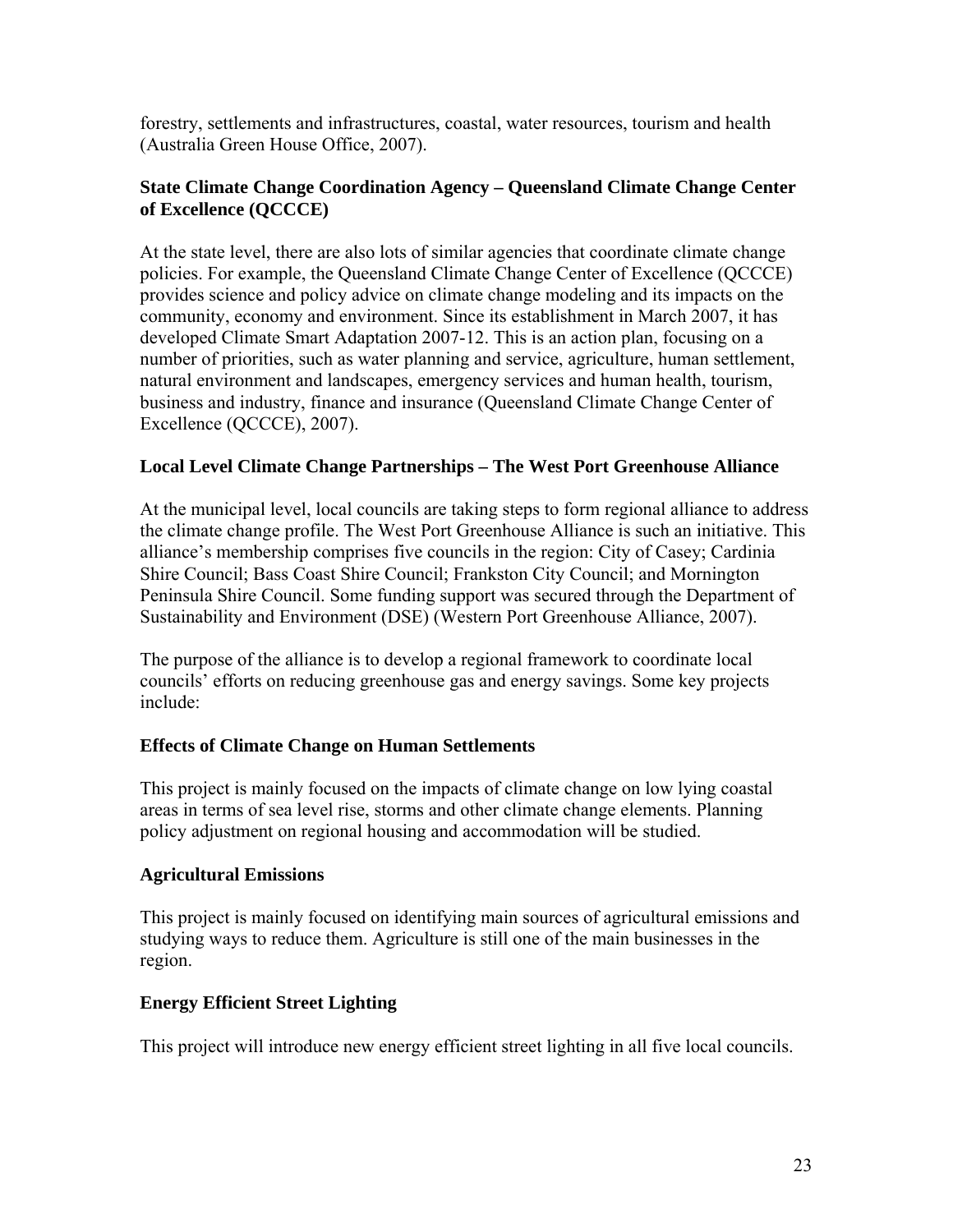forestry, settlements and infrastructures, coastal, water resources, tourism and health (Australia Green House Office, 2007).

### State Climate Change Coordination Agency – Queensland Climate Change Center of Excellence (QCCCE)

At the state level, there are also lots of similar agencies that coordinate climate change policies. For example, the Queensland Climate Change Center of Excellence (QCCCE) provides science and policy advice on climate change modeling and its impacts on the community, economy and environment. Since its establishment in March 2007, it has developed Climate Smart Adaptation 2007-12. This is an action plan, focusing on a number of priorities, such as water planning and service, agriculture, human settlement, natural environment and landscapes, emergency services and human health, tourism, business and industry, finance and insurance (Queensland Climate Change Center of Excellence (QCCCE), 2007).

### Local Level Climate Change Partnerships – The West Port Greenhouse Alliance

At the municipal level, local councils are taking steps to form regional alliance to address the climate change profile. The West Port Greenhouse Alliance is such an initiative. This alliance's membership comprises five councils in the region: City of Casey; Cardinia Shire Council; Bass Coast Shire Council; Frankston City Council; and Mornington Peninsula Shire Council. Some funding support was secured through the Department of Sustainability and Environment (DSE) (Western Port Greenhouse Alliance, 2007).

The purpose of the alliance is to develop a regional framework to coordinate local councils' efforts on reducing greenhouse gas and energy savings. Some key projects include:

#### Effects of Climate Change on Human Settlements

This project is mainly focused on the impacts of climate change on low lying coastal areas in terms of sea level rise, storms and other climate change elements. Planning policy adjustment on regional housing and accommodation will be studied.

#### Agricultural Emissions

This project is mainly focused on identifying main sources of agricultural emissions and studying ways to reduce them. Agriculture is still one of the main businesses in the region.

#### Energy Efficient Street Lighting

This project will introduce new energy efficient street lighting in all five local councils.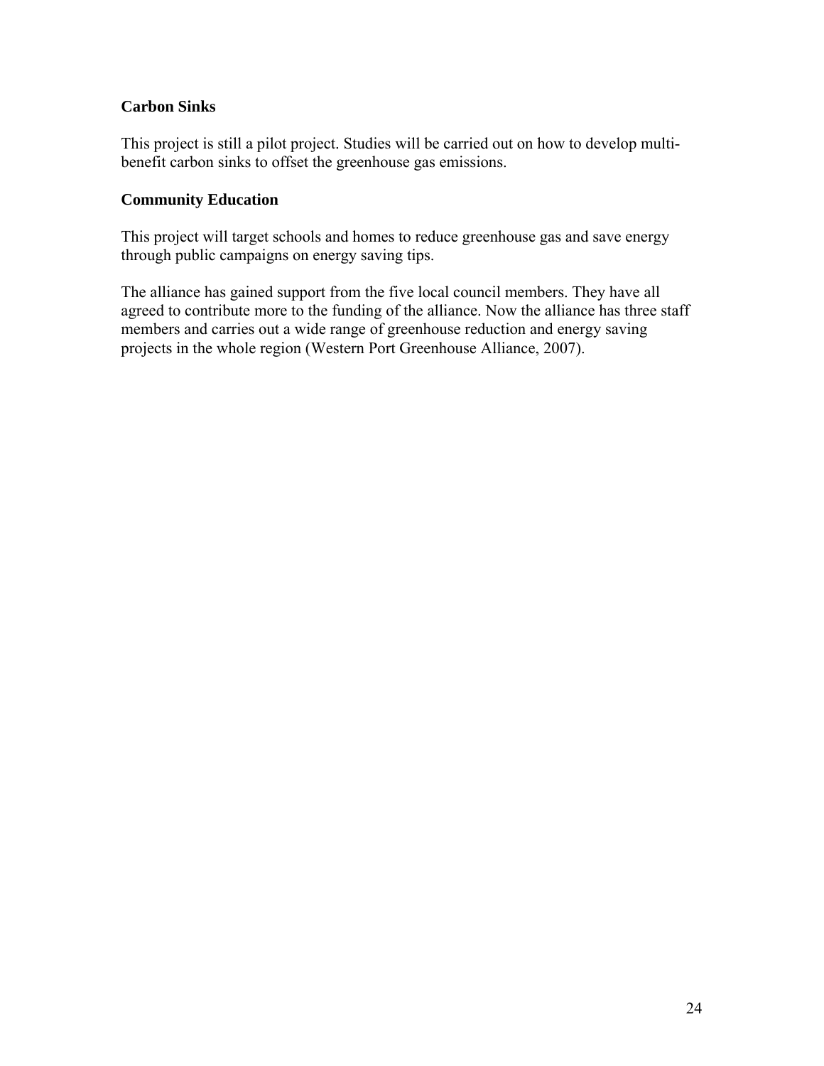### Carbon Sinks

This project is still a pilot project. Studies will be carried out on how to develop multi-benefit carbon sinks to offset the greenhouse gas emissions.

### Community Education

This project will target schools and homes to reduce greenhouse gas and save energy through public campaigns on energy saving tips.

The alliance has gained support from the five local council members. They have all agreed to contribute more to the funding of the alliance. Now the alliance has three staff members and carries out a wide range of greenhouse reduction and energy saving projects in the whole region (Western Port Greenhouse Alliance, 2007).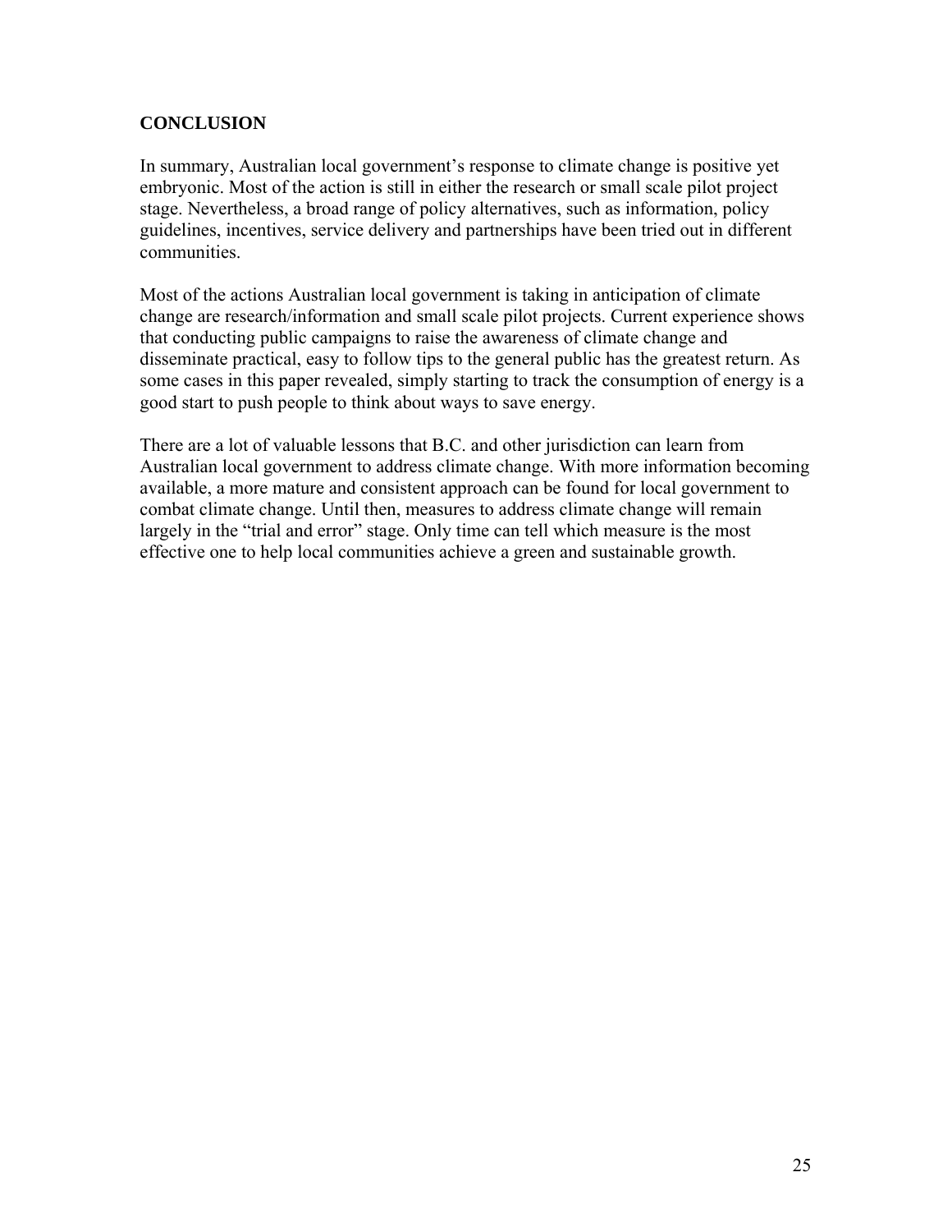## CONCLUSION

In summary, Australian local government's response to climate change is positive yet embryonic. Most of the action is still in either the research or small scale pilot project stage. Nevertheless, a broad range of policy alternatives, such as information, policy guidelines, incentives, service delivery and partnerships have been tried out in different communities.

Most of the actions Australian local government is taking in anticipation of climate change are research/information and small scale pilot projects. Current experience shows that conducting public campaigns to raise the awareness of climate change and disseminate practical, easy to follow tips to the general public has the greatest return. As some cases in this paper revealed, simply starting to track the consumption of energy is a good start to push people to think about ways to save energy.

There are a lot of valuable lessons that B.C. and other jurisdiction can learn from Australian local government to address climate change. With more information becoming available, a more mature and consistent approach can be found for local government to combat climate change. Until then, measures to address climate change will remain largely in the "trial and error" stage. Only time can tell which measure is the most effective one to help local communities achieve a green and sustainable growth.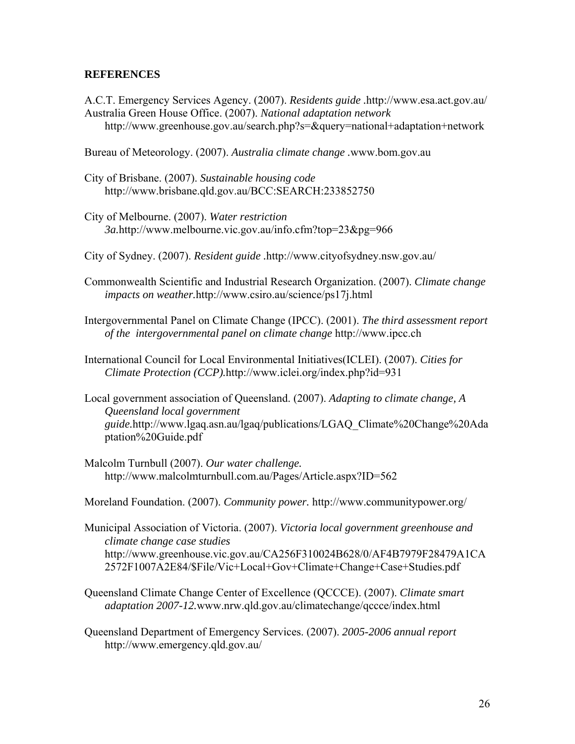**REFERENCES**

A.C.T. Emergency Services Agency. (2007). *Residents guide* .http://www.esa.act.gov.au/

Australia Green House Office. (2007). *National adaptation network* http://www.greenhouse.gov.au/search.php?s=&query=national+adaptation+network

Bureau of Meteorology. (2007). *Australia climate change* .www.bom.gov.au

City of Brisbane. (2007). *Sustainable housing code* http://www.brisbane.qld.gov.au/BCC:SEARCH:233852750

City of Melbourne. (2007). *Water restriction 3a*.http://www.melbourne.vic.gov.au/info.cfm?top=23&pg=966

City of Sydney. (2007). *Resident guide* .http://www.cityofsydney.nsw.gov.au/

Commonwealth Scientific and Industrial Research Organization. (2007). *Climate change impacts on weather*.http://www.csiro.au/science/ps17j.html

Intergovernmental Panel on Climate Change (IPCC). (2001). *The third assessment report of the intergovernmental panel on climate change* http://www.ipcc.ch

International Council for Local Environmental Initiatives(ICLEI). (2007). *Cities for Climate Protection (CCP)*.http://www.iclei.org/index.php?id=931

Local government association of Queensland. (2007). *Adapting to climate change, A Queensland local government guide*.http://www.lgaq.asn.au/lgaq/publications/LGAQ_Climate%20Change%20Adaptation%20Guide.pdf

Malcolm Turnbull (2007). *Our water challenge.* http://www.malcolmturnbull.com.au/Pages/Article.aspx?ID=562

Moreland Foundation. (2007). *Community power.* http://www.communitypower.org/

Municipal Association of Victoria. (2007). *Victoria local government greenhouse and climate change case studies* http://www.greenhouse.vic.gov.au/CA256F310024B628/0/AF4B7979F28479A1CA2572F1007A2E84/$File/Vic+Local+Gov+Climate+Change+Case+Studies.pdf

Queensland Climate Change Center of Excellence (QCCCE). (2007). *Climate smart adaptation 2007-12*.www.nrw.qld.gov.au/climatechange/qccce/index.html

Queensland Department of Emergency Services. (2007). *2005-2006 annual report* http://www.emergency.qld.gov.au/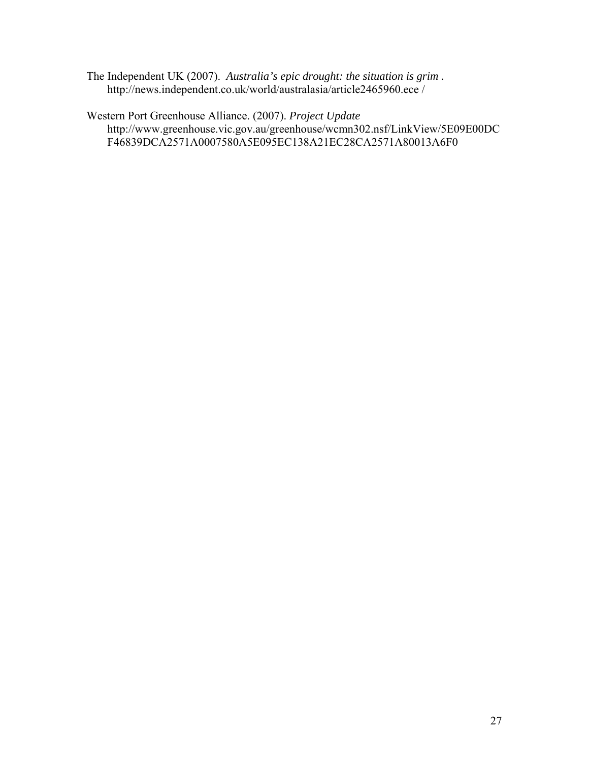The Independent UK (2007). *Australia's epic drought: the situation is grim* . http://news.independent.co.uk/world/australasia/article2465960.ece /

Western Port Greenhouse Alliance. (2007). *Project Update* http://www.greenhouse.vic.gov.au/greenhouse/wcmn302.nsf/LinkView/5E09E00DCF46839DCA2571A0007580A5E095EC138A21EC28CA2571A80013A6F0